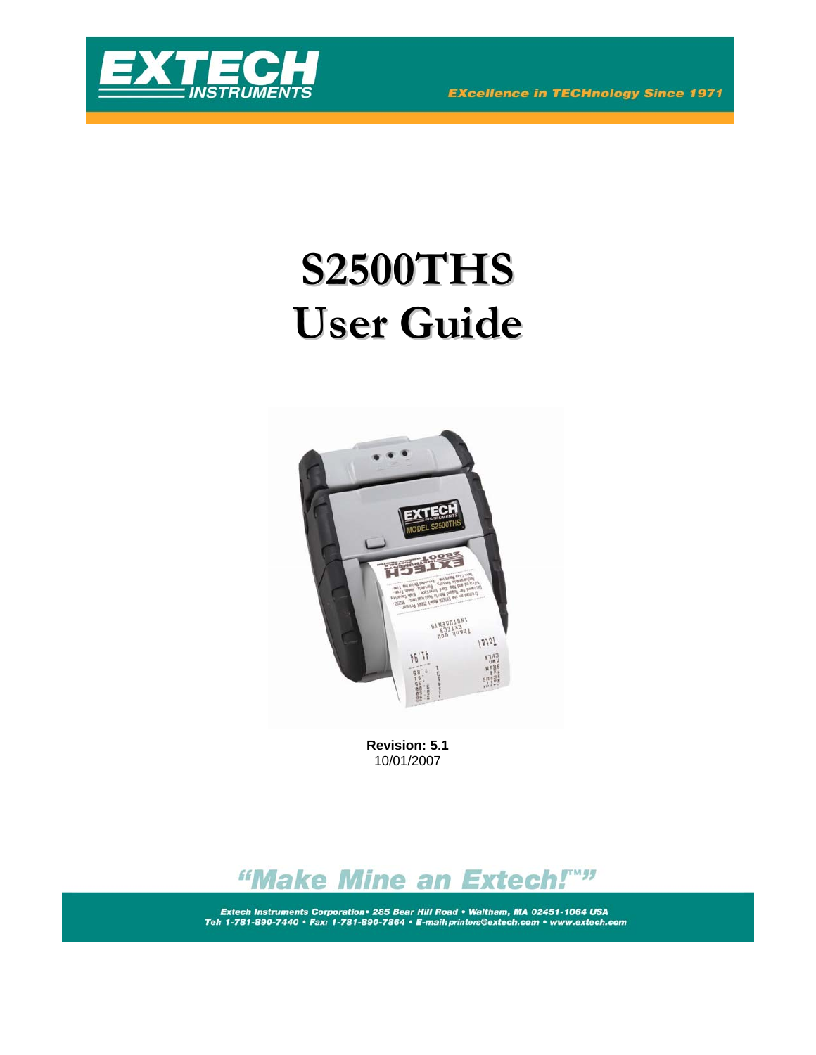EXTECH INSTRUMENTS

EXcellence in TECHnology Since 1971

# S2500THS User Guide

**Revision: 5.1**
10/01/2007

"Make Mine an Extech!™"

Extech Instruments Corporation• 285 Bear Hill Road • Waltham, MA 02451-1064 USA
Tel: 1-781-890-7440 • Fax: 1-781-890-7864 • E-mail:printers@extech.com • www.extech.com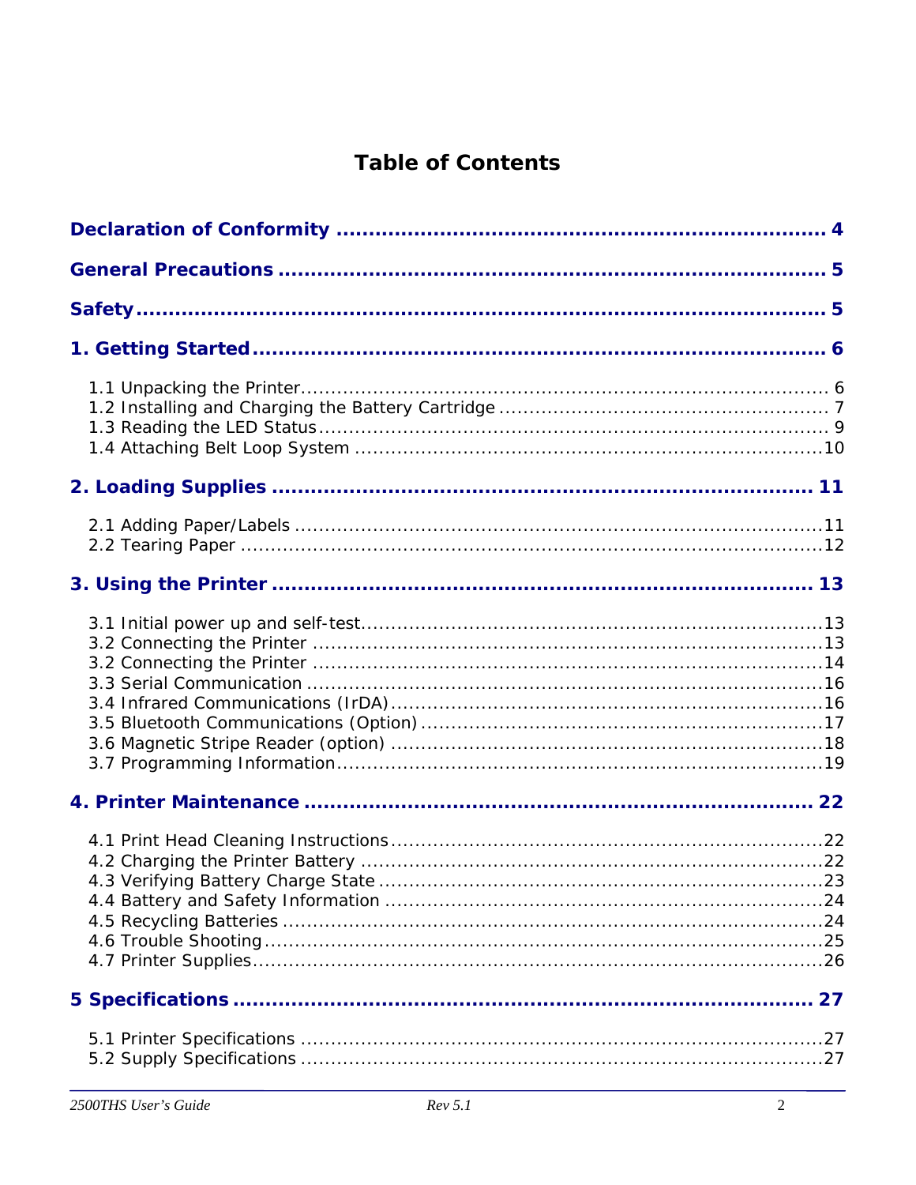# Table of Contents

**Declaration of Conformity ........................................................................ 4**

**General Precautions ................................................................................. 5**

**Safety ....................................................................................................... 5**

**1. Getting Started ..................................................................................... 6**

1.1 Unpacking the Printer ................................................................................ 6
1.2 Installing and Charging the Battery Cartridge ............................................ 7
1.3 Reading the LED Status ............................................................................ 9
1.4 Attaching Belt Loop System .................................................................... 10

**2. Loading Supplies ................................................................................. 11**

2.1 Adding Paper/Labels ............................................................................... 11
2.2 Tearing Paper ......................................................................................... 12

**3. Using the Printer ................................................................................. 13**

3.1 Initial power up and self-test ................................................................... 13
3.2 Connecting the Printer ............................................................................ 13
3.2 Connecting the Printer ............................................................................ 14
3.3 Serial Communication ............................................................................. 16
3.4 Infrared Communications (IrDA) .............................................................. 16
3.5 Bluetooth Communications (Option) ......................................................... 17
3.6 Magnetic Stripe Reader (option) ............................................................... 18
3.7 Programming Information ....................................................................... 19

**4. Printer Maintenance ............................................................................ 22**

4.1 Print Head Cleaning Instructions .............................................................. 22
4.2 Charging the Printer Battery ................................................................... 22
4.3 Verifying Battery Charge State ................................................................ 23
4.4 Battery and Safety Information ............................................................... 24
4.5 Recycling Batteries ................................................................................. 24
4.6 Trouble Shooting .................................................................................... 25
4.7 Printer Supplies ...................................................................................... 26

**5 Specifications ....................................................................................... 27**

5.1 Printer Specifications .............................................................................. 27
5.2 Supply Specifications .............................................................................. 27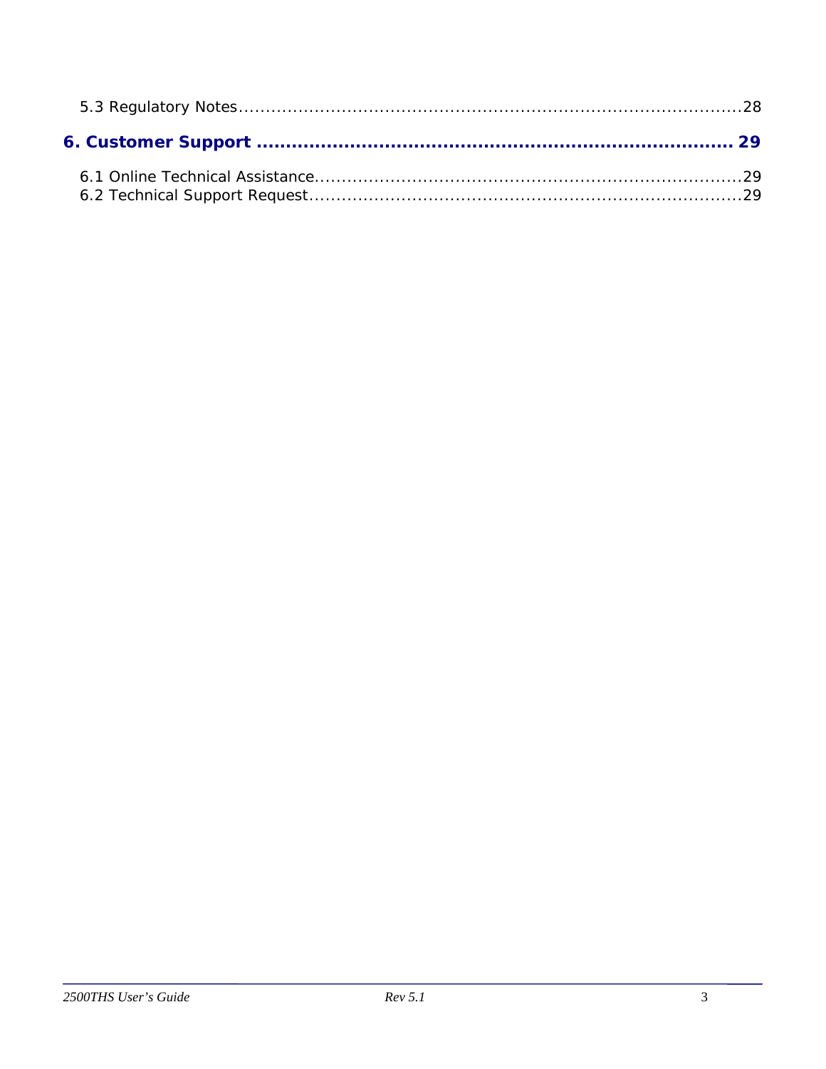5.3 Regulatory Notes.....................................................................................28

**6. Customer Support ..................................................................... 29**

6.1 Online Technical Assistance.......................................................................29
6.2 Technical Support Request.........................................................................29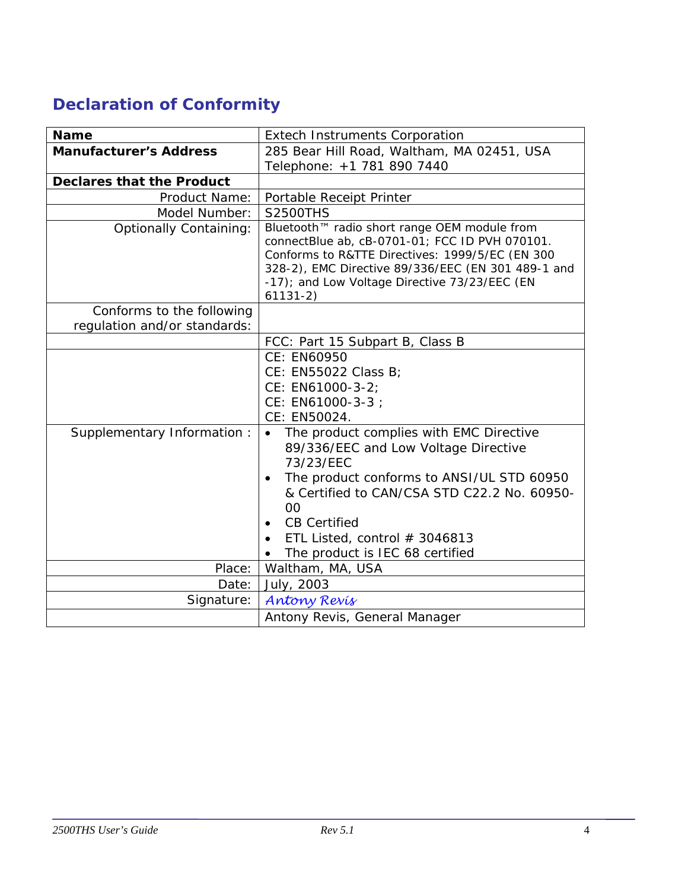## Declaration of Conformity

| **Name** | Extech Instruments Corporation |
|---|---|
| **Manufacturer's Address** | 285 Bear Hill Road, Waltham, MA 02451, USA<br>Telephone: +1 781 890 7440 |
| **Declares that the Product** | |
| Product Name: | Portable Receipt Printer |
| Model Number: | S2500THS |
| Optionally Containing: | Bluetooth™ radio short range OEM module from connectBlue ab, cB-0701-01; FCC ID PVH 070101. Conforms to R&TTE Directives: 1999/5/EC (EN 300 328-2), EMC Directive 89/336/EEC (EN 301 489-1 and -17); and Low Voltage Directive 73/23/EEC (EN 61131-2) |
| Conforms to the following regulation and/or standards: | |
| | FCC: Part 15 Subpart B, Class B |
| | CE: EN60950<br>CE: EN55022 Class B;<br>CE: EN61000-3-2;<br>CE: EN61000-3-3 ;<br>CE: EN50024. |
| Supplementary Information : | • The product complies with EMC Directive 89/336/EEC and Low Voltage Directive 73/23/EEC<br>• The product conforms to ANSI/UL STD 60950 & Certified to CAN/CSA STD C22.2 No. 60950-00<br>• CB Certified<br>• ETL Listed, control # 3046813<br>• The product is IEC 68 certified |
| Place: | Waltham, MA, USA |
| Date: | July, 2003 |
| Signature: | *Antony Revis* |
| | Antony Revis, General Manager |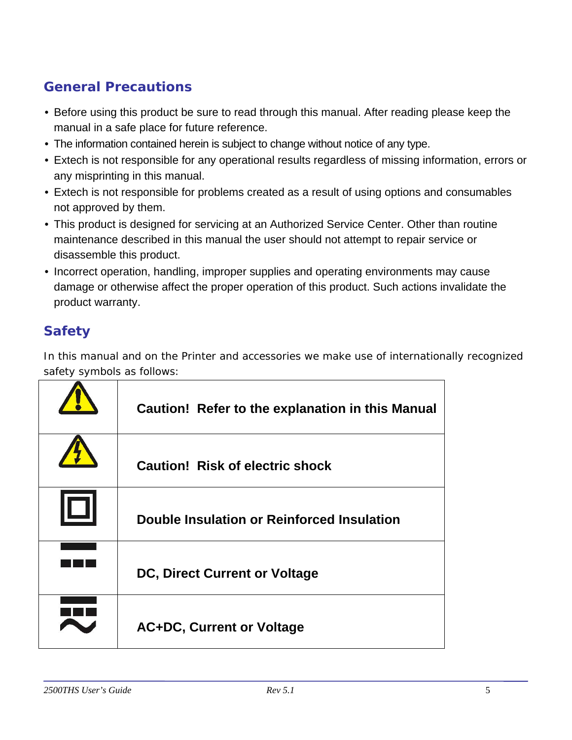## General Precautions

- Before using this product be sure to read through this manual. After reading please keep the manual in a safe place for future reference.
- The information contained herein is subject to change without notice of any type.
- Extech is not responsible for any operational results regardless of missing information, errors or any misprinting in this manual.
- Extech is not responsible for problems created as a result of using options and consumables not approved by them.
- This product is designed for servicing at an Authorized Service Center. Other than routine maintenance described in this manual the user should not attempt to repair service or disassemble this product.
- Incorrect operation, handling, improper supplies and operating environments may cause damage or otherwise affect the proper operation of this product. Such actions invalidate the product warranty.

## Safety

In this manual and on the Printer and accessories we make use of internationally recognized safety symbols as follows:

| Symbol | Meaning |
| --- | --- |
| ⚠ | **Caution! Refer to the explanation in this Manual** |
| ⚡ | **Caution! Risk of electric shock** |
| ▣ | **Double Insulation or Reinforced Insulation** |
| ⎓ | **DC, Direct Current or Voltage** |
| ⎓~ | **AC+DC, Current or Voltage** |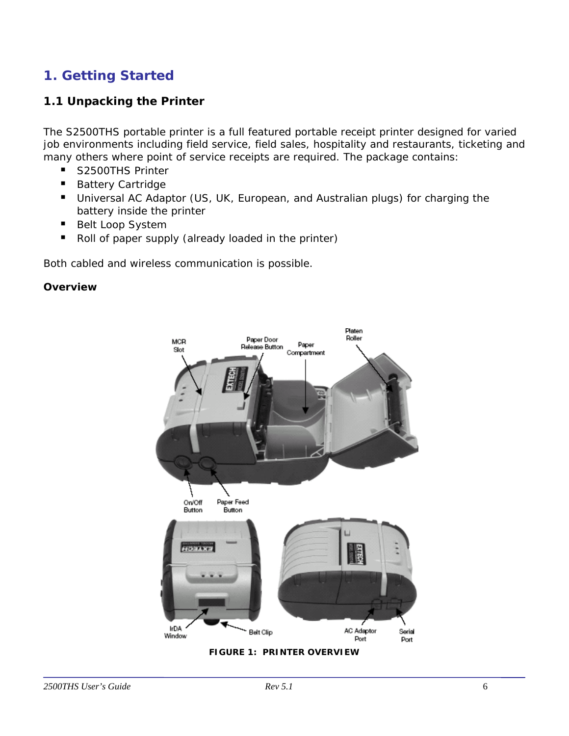# 1. Getting Started

## 1.1 Unpacking the Printer

The S2500THS portable printer is a full featured portable receipt printer designed for varied job environments including field service, field sales, hospitality and restaurants, ticketing and many others where point of service receipts are required. The package contains:

- S2500THS Printer
- Battery Cartridge
- Universal AC Adaptor (US, UK, European, and Australian plugs) for charging the battery inside the printer
- Belt Loop System
- Roll of paper supply (already loaded in the printer)

Both cabled and wireless communication is possible.

**Overview**

**FIGURE 1: PRINTER OVERVIEW**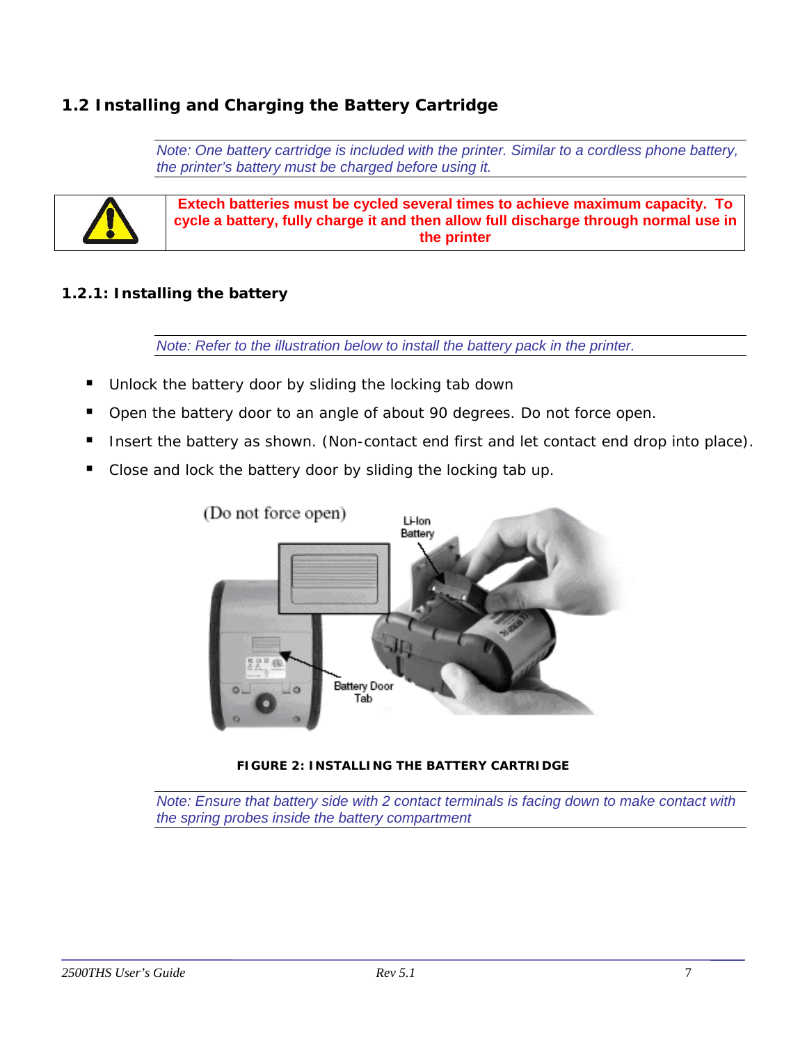## 1.2 Installing and Charging the Battery Cartridge

*Note: One battery cartridge is included with the printer. Similar to a cordless phone battery, the printer's battery must be charged before using it.*

| | |
|---|---|
| ⚠ | **Extech batteries must be cycled several times to achieve maximum capacity. To cycle a battery, fully charge it and then allow full discharge through normal use in the printer** |

### 1.2.1: Installing the battery

*Note: Refer to the illustration below to install the battery pack in the printer.*

- Unlock the battery door by sliding the locking tab down
- Open the battery door to an angle of about 90 degrees. Do not force open.
- Insert the battery as shown. (Non-contact end first and let contact end drop into place).
- Close and lock the battery door by sliding the locking tab up.

**FIGURE 2: INSTALLING THE BATTERY CARTRIDGE**

*Note: Ensure that battery side with 2 contact terminals is facing down to make contact with the spring probes inside the battery compartment*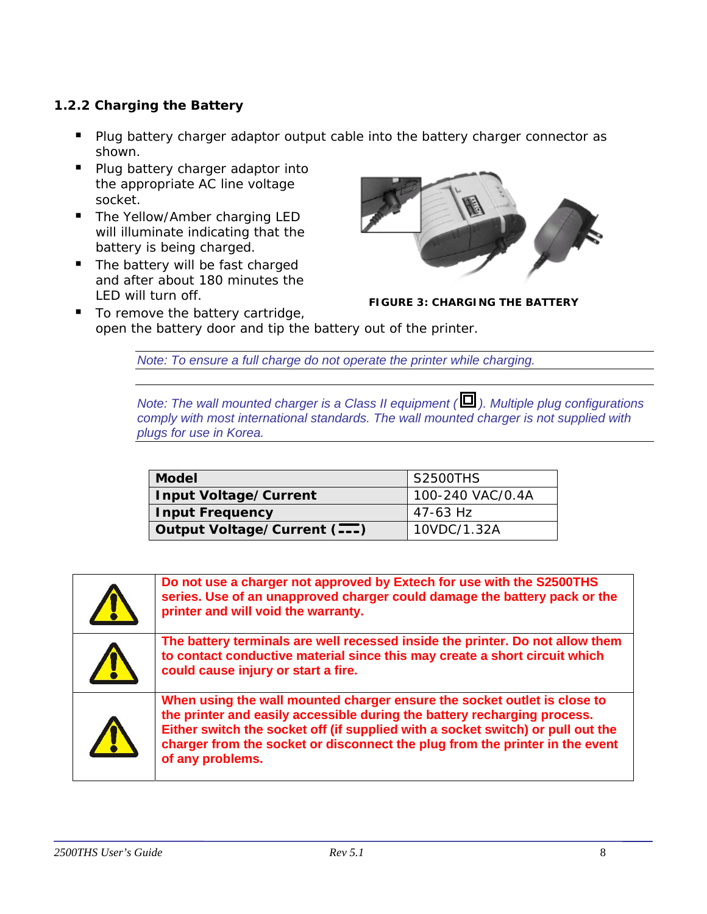### 1.2.2 Charging the Battery

- Plug battery charger adaptor output cable into the battery charger connector as shown.
- Plug battery charger adaptor into the appropriate AC line voltage socket.
- The Yellow/Amber charging LED will illuminate indicating that the battery is being charged.
- The battery will be fast charged and after about 180 minutes the LED will turn off.
- To remove the battery cartridge, open the battery door and tip the battery out of the printer.

**FIGURE 3: CHARGING THE BATTERY**

*Note: To ensure a full charge do not operate the printer while charging.*

*Note: The wall mounted charger is a Class II equipment (⧈). Multiple plug configurations comply with most international standards. The wall mounted charger is not supplied with plugs for use in Korea.*

| **Model** | S2500THS |
|---|---|
| **Input Voltage/Current** | 100-240 VAC/0.4A |
| **Input Frequency** | 47-63 Hz |
| **Output Voltage/Current (⎓)** | 10VDC/1.32A |

| | |
|---|---|
| ⚠ | **Do not use a charger not approved by Extech for use with the S2500THS series. Use of an unapproved charger could damage the battery pack or the printer and will void the warranty.** |
| ⚠ | **The battery terminals are well recessed inside the printer. Do not allow them to contact conductive material since this may create a short circuit which could cause injury or start a fire.** |
| ⚠ | **When using the wall mounted charger ensure the socket outlet is close to the printer and easily accessible during the battery recharging process. Either switch the socket off (if supplied with a socket switch) or pull out the charger from the socket or disconnect the plug from the printer in the event of any problems.** |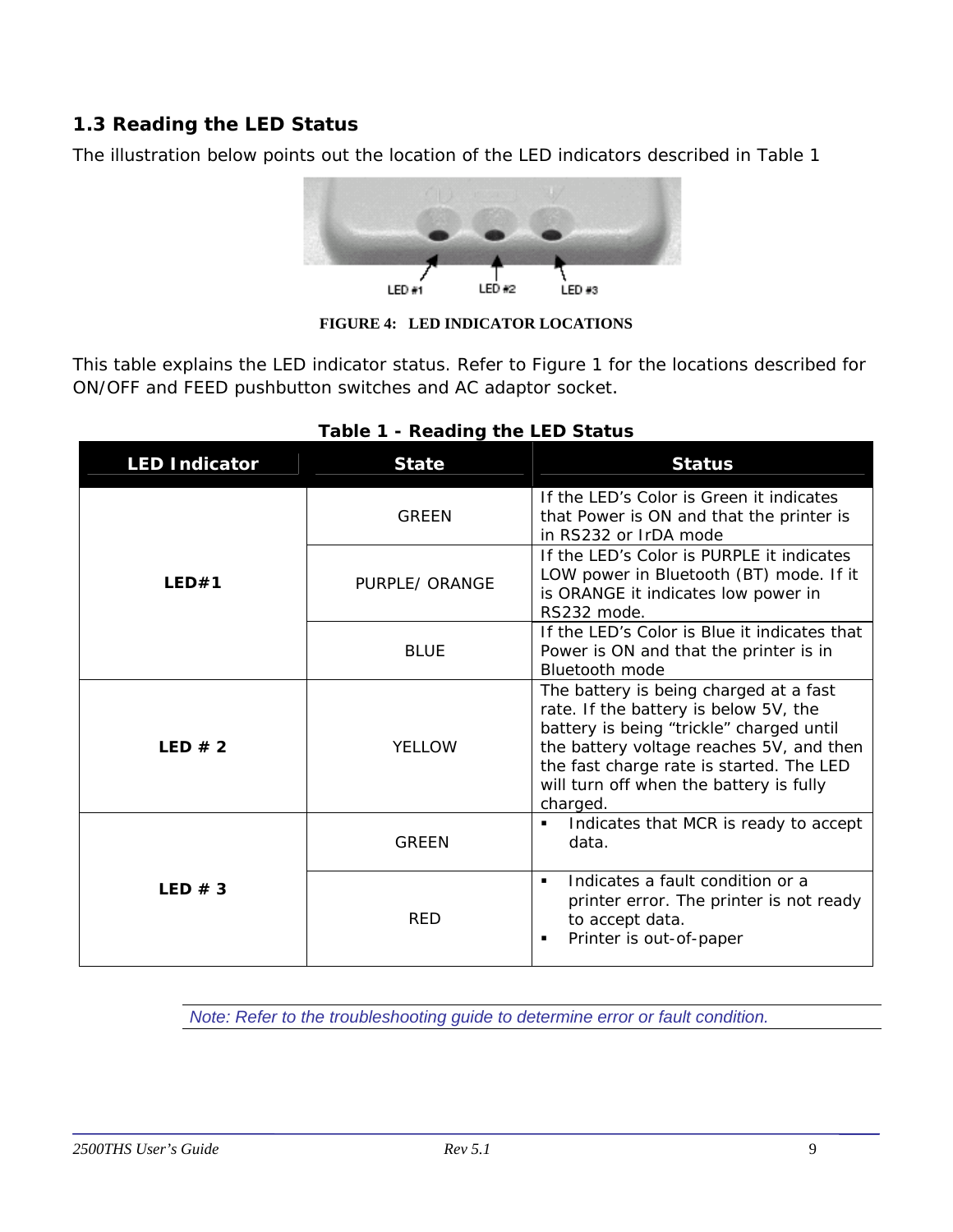### 1.3 Reading the LED Status

The illustration below points out the location of the LED indicators described in Table 1

FIGURE 4: LED INDICATOR LOCATIONS

This table explains the LED indicator status. Refer to Figure 1 for the locations described for ON/OFF and FEED pushbutton switches and AC adaptor socket.

**Table 1 - Reading the LED Status**

| LED Indicator | State | Status |
|---|---|---|
| **LED#1** | GREEN | If the LED's Color is Green it indicates that Power is ON and that the printer is in RS232 or IrDA mode |
| | PURPLE/ ORANGE | If the LED's Color is PURPLE it indicates LOW power in Bluetooth (BT) mode. If it is ORANGE it indicates low power in RS232 mode. |
| | BLUE | If the LED's Color is Blue it indicates that Power is ON and that the printer is in Bluetooth mode |
| **LED # 2** | YELLOW | The battery is being charged at a fast rate. If the battery is below 5V, the battery is being "trickle" charged until the battery voltage reaches 5V, and then the fast charge rate is started. The LED will turn off when the battery is fully charged. |
| **LED # 3** | GREEN | ▪ Indicates that MCR is ready to accept data. |
| | RED | ▪ Indicates a fault condition or a printer error. The printer is not ready to accept data.<br>▪ Printer is out-of-paper |

*Note: Refer to the troubleshooting guide to determine error or fault condition.*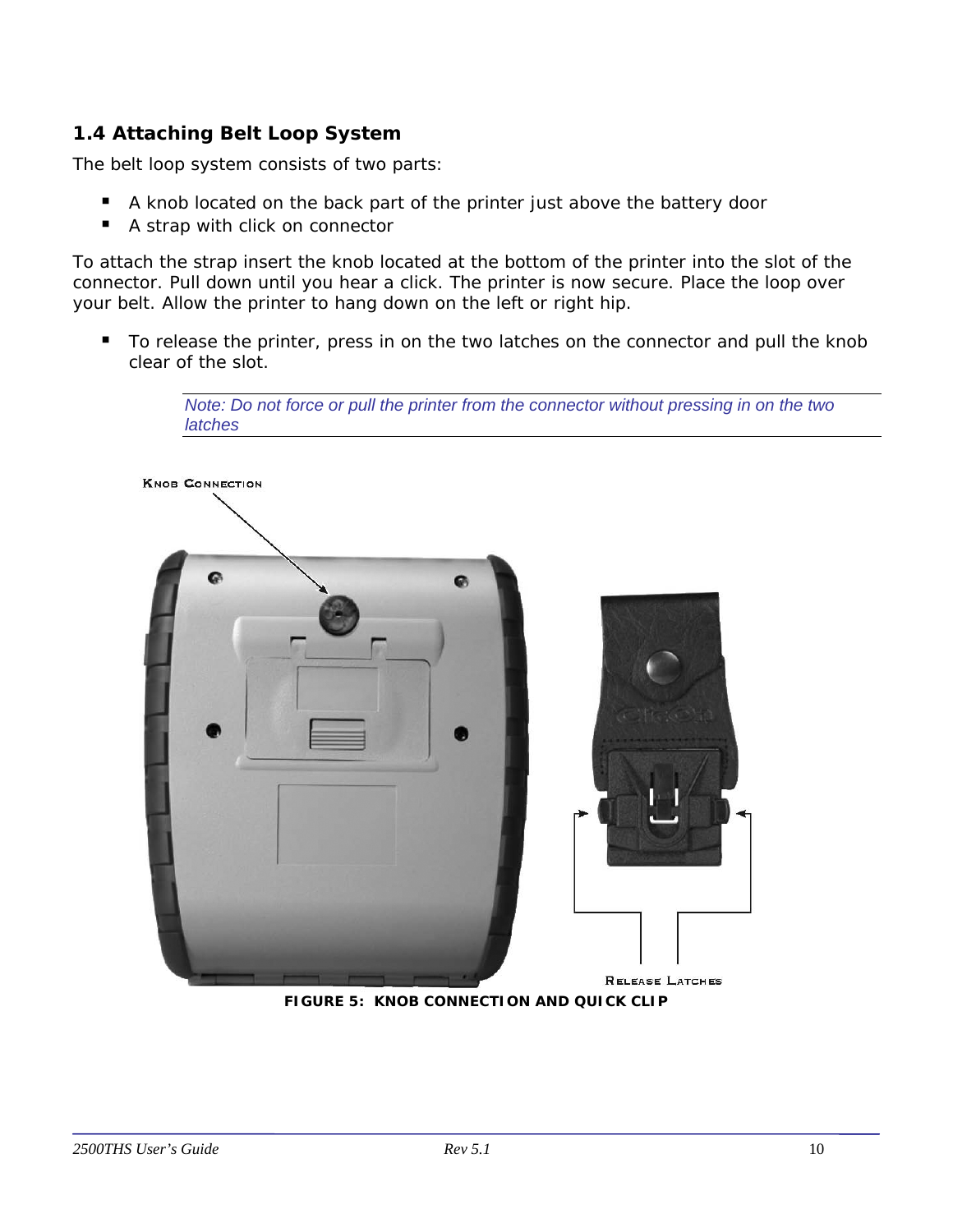## 1.4 Attaching Belt Loop System

The belt loop system consists of two parts:

- A knob located on the back part of the printer just above the battery door
- A strap with click on connector

To attach the strap insert the knob located at the bottom of the printer into the slot of the connector. Pull down until you hear a click. The printer is now secure. Place the loop over your belt. Allow the printer to hang down on the left or right hip.

- To release the printer, press in on the two latches on the connector and pull the knob clear of the slot.

*Note: Do not force or pull the printer from the connector without pressing in on the two latches*

KNOB CONNECTION

RELEASE LATCHES

**FIGURE 5: KNOB CONNECTION AND QUICK CLIP**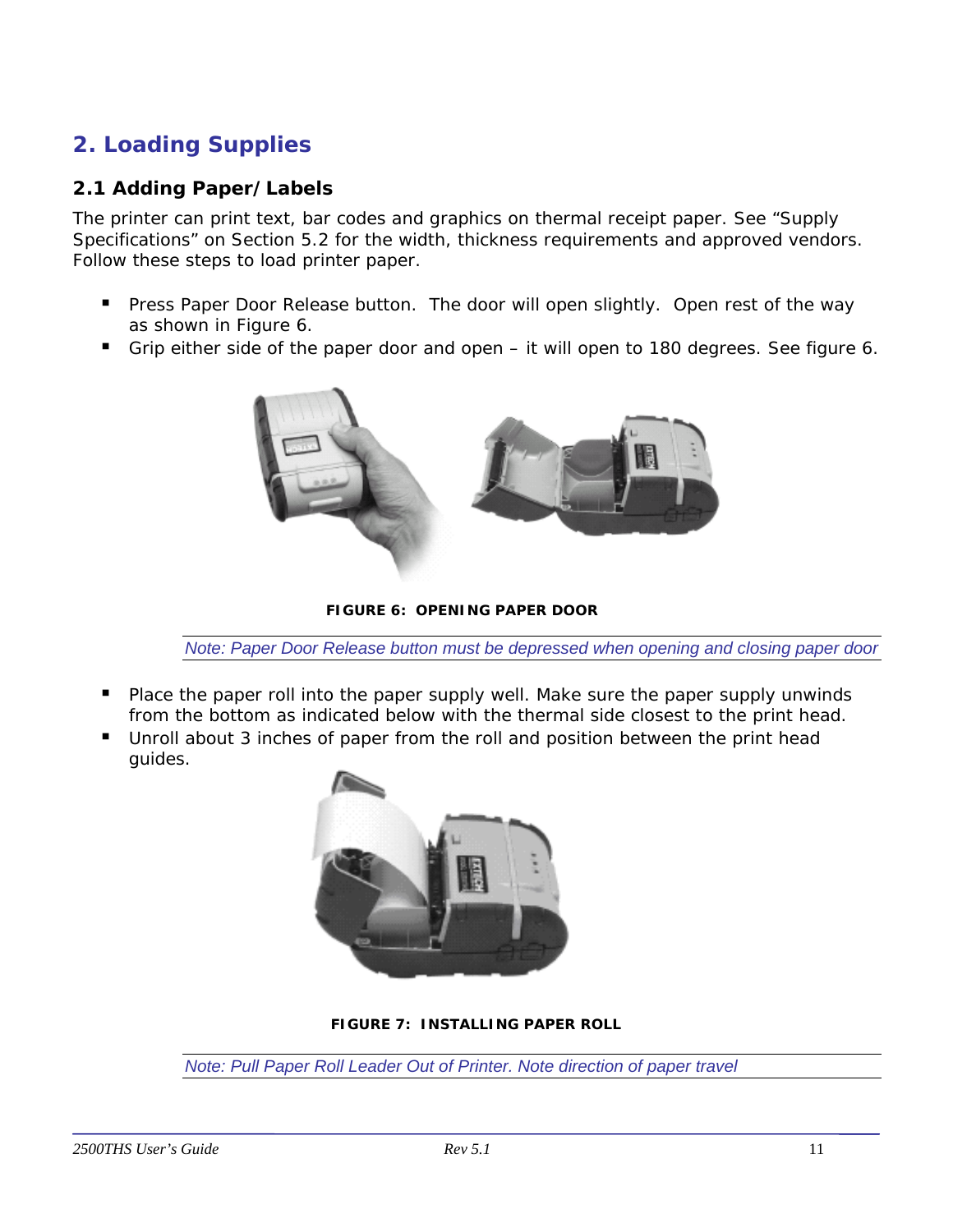# 2. Loading Supplies

## 2.1 Adding Paper/Labels

The printer can print text, bar codes and graphics on thermal receipt paper. See "Supply Specifications" on Section 5.2 for the width, thickness requirements and approved vendors. Follow these steps to load printer paper.

- Press Paper Door Release button. The door will open slightly. Open rest of the way as shown in Figure 6.
- Grip either side of the paper door and open – it will open to 180 degrees. See figure 6.

**FIGURE 6: OPENING PAPER DOOR**

*Note: Paper Door Release button must be depressed when opening and closing paper door*

- Place the paper roll into the paper supply well. Make sure the paper supply unwinds from the bottom as indicated below with the thermal side closest to the print head.
- Unroll about 3 inches of paper from the roll and position between the print head guides.

**FIGURE 7: INSTALLING PAPER ROLL**

*Note: Pull Paper Roll Leader Out of Printer. Note direction of paper travel*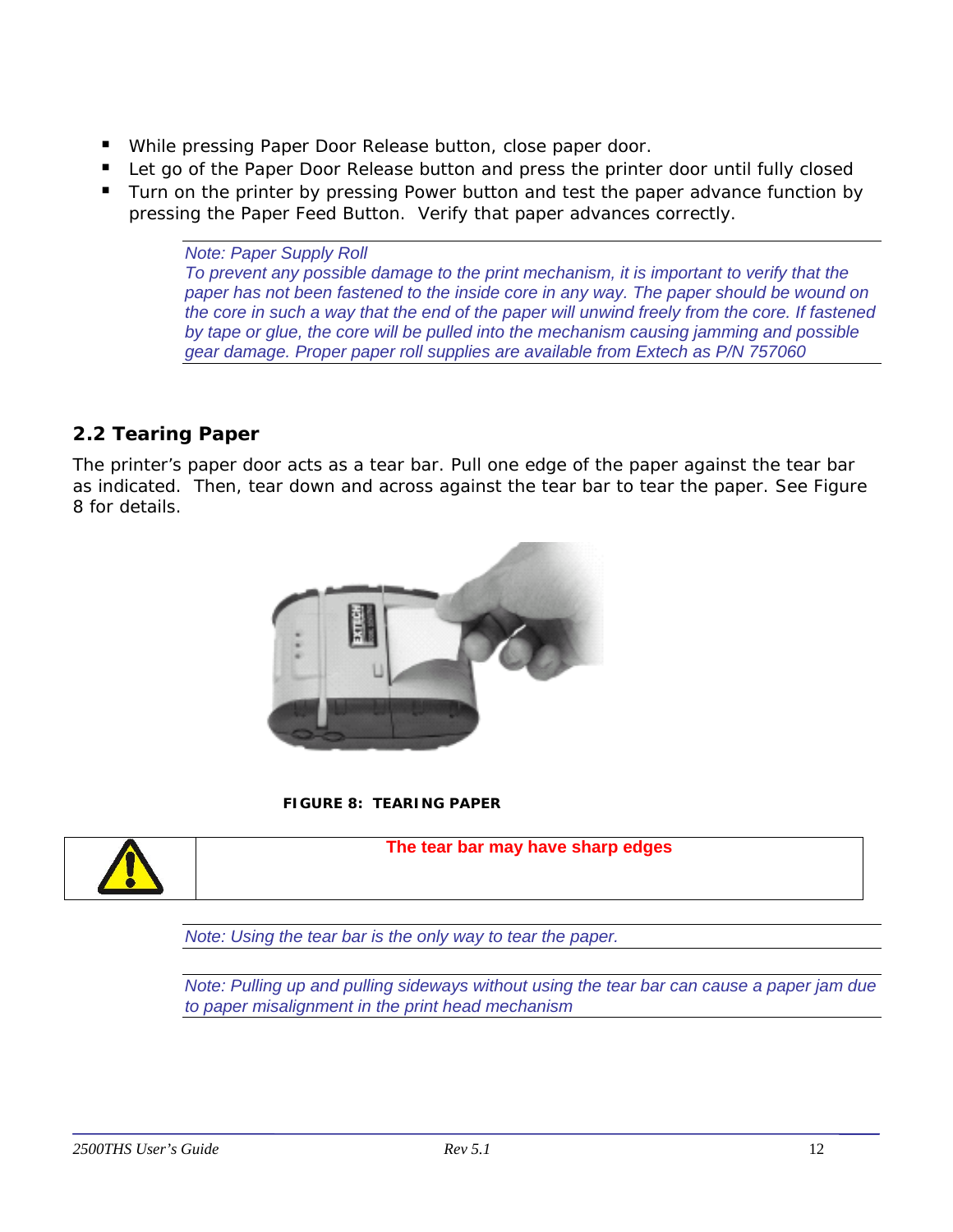- While pressing Paper Door Release button, close paper door.
- Let go of the Paper Door Release button and press the printer door until fully closed
- Turn on the printer by pressing Power button and test the paper advance function by pressing the Paper Feed Button. Verify that paper advances correctly.

> *Note: Paper Supply Roll*
> *To prevent any possible damage to the print mechanism, it is important to verify that the paper has not been fastened to the inside core in any way. The paper should be wound on the core in such a way that the end of the paper will unwind freely from the core. If fastened by tape or glue, the core will be pulled into the mechanism causing jamming and possible gear damage. Proper paper roll supplies are available from Extech as P/N 757060*

## 2.2 Tearing Paper

The printer's paper door acts as a tear bar. Pull one edge of the paper against the tear bar as indicated. Then, tear down and across against the tear bar to tear the paper. See Figure 8 for details.

**FIGURE 8: TEARING PAPER**

| ⚠ | **The tear bar may have sharp edges** |
|---|---|

> *Note: Using the tear bar is the only way to tear the paper.*

> *Note: Pulling up and pulling sideways without using the tear bar can cause a paper jam due to paper misalignment in the print head mechanism*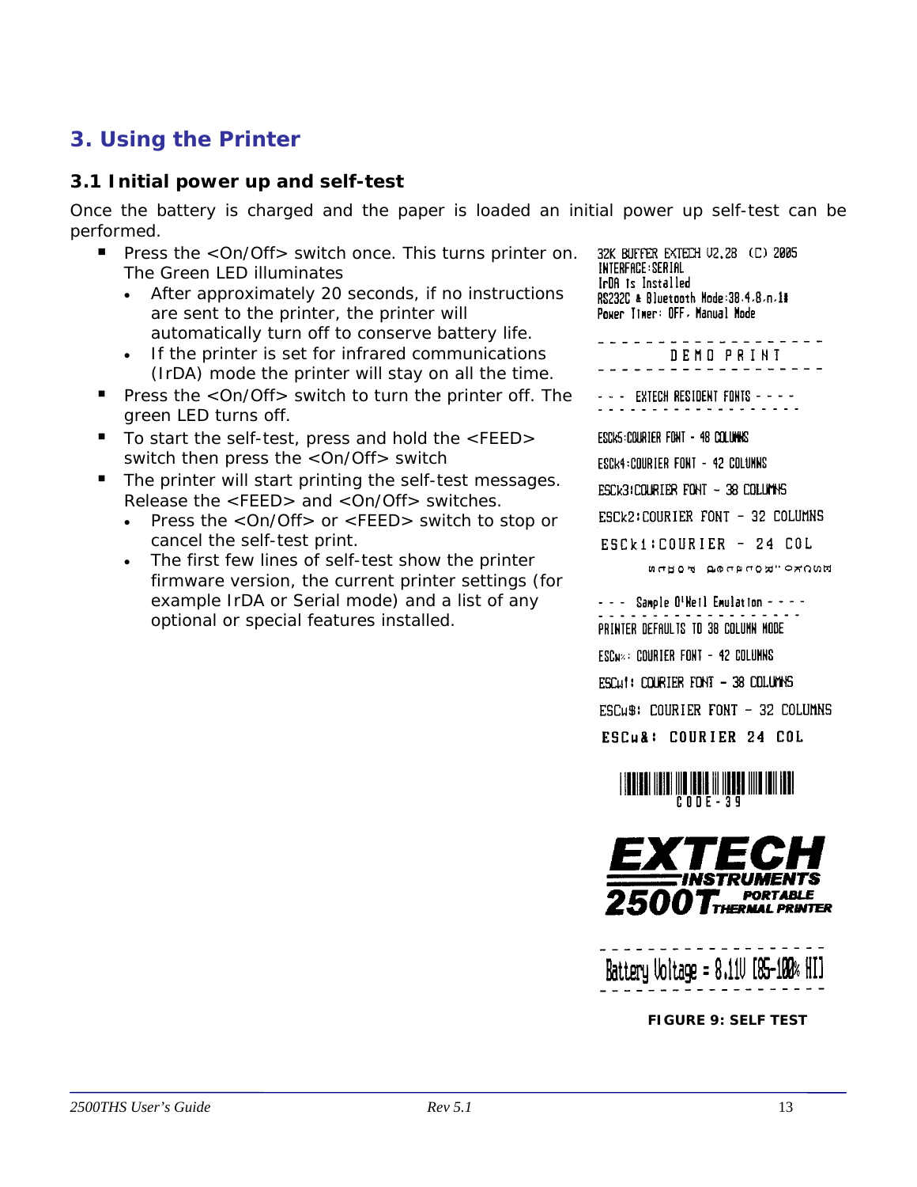# 3. Using the Printer

## 3.1 Initial power up and self-test

Once the battery is charged and the paper is loaded an initial power up self-test can be performed.

- Press the <On/Off> switch once. This turns printer on. The Green LED illuminates
  - After approximately 20 seconds, if no instructions are sent to the printer, the printer will automatically turn off to conserve battery life.
  - If the printer is set for infrared communications (IrDA) mode the printer will stay on all the time.
- Press the <On/Off> switch to turn the printer off. The green LED turns off.
- To start the self-test, press and hold the <FEED> switch then press the <On/Off> switch
- The printer will start printing the self-test messages. Release the <FEED> and <On/Off> switches.
  - Press the <On/Off> or <FEED> switch to stop or cancel the self-test print.
  - The first few lines of self-test show the printer firmware version, the current printer settings (for example IrDA or Serial mode) and a list of any optional or special features installed.

```
32K BUFFER EXTECH V2.28  (C) 2005
INTERFACE:SERIAL
IrDA is Installed
RS232C & Bluetooth Mode:38.4,8,n,1#
Power Timer: OFF, Manual Mode

------------------
   D E M O  P R I N T
------------------
--- EXTECH RESIDENT FONTS ----
------------------

ESCk5:COURIER FONT - 48 COLUMNS
ESCk4:COURIER FONT - 42 COLUMNS
ESCk3:COURIER FONT - 38 COLUMNS
ESCk2:COURIER FONT - 32 COLUMNS
ESCk1:COURIER - 24 COL

--- Sample O'Neil Emulation ----
------------------
PRINTER DEFAULTS TO 38 COLUMN MODE
ESCw%: COURIER FONT - 42 COLUMNS
ESCw!: COURIER FONT - 38 COLUMNS
ESCw$: COURIER FONT - 32 COLUMNS
ESCw&: COURIER 24 COL

C O D E - 3 9

EXTECH INSTRUMENTS
2500T PORTABLE THERMAL PRINTER

------------------
Battery Voltage = 8.11V [85-100% HI]
------------------
```

**FIGURE 9: SELF TEST**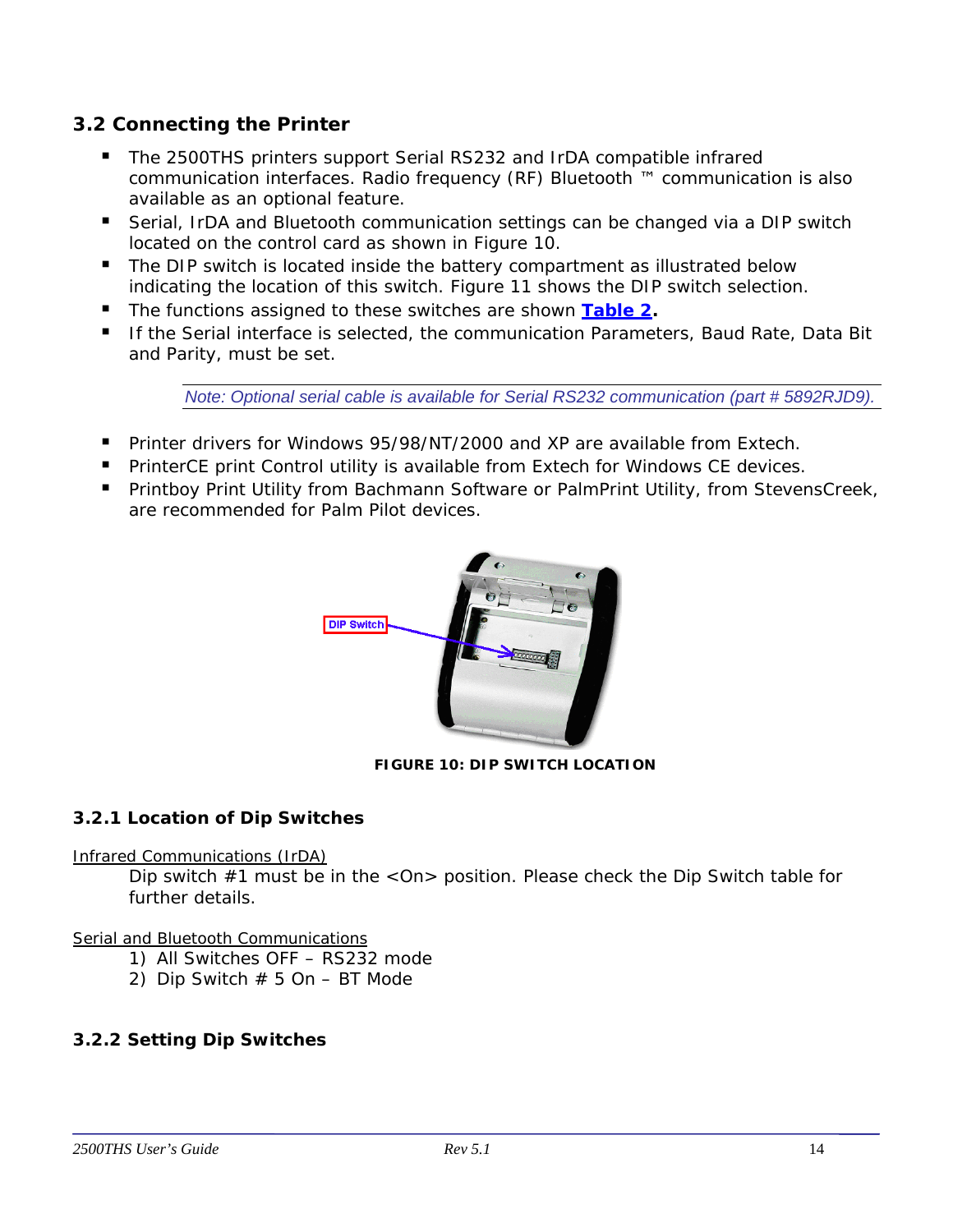## 3.2 Connecting the Printer

- The 2500THS printers support Serial RS232 and IrDA compatible infrared communication interfaces. Radio frequency (RF) Bluetooth ™ communication is also available as an optional feature.
- Serial, IrDA and Bluetooth communication settings can be changed via a DIP switch located on the control card as shown in Figure 10.
- The DIP switch is located inside the battery compartment as illustrated below indicating the location of this switch. Figure 11 shows the DIP switch selection.
- The functions assigned to these switches are shown **Table 2**.
- If the Serial interface is selected, the communication Parameters, Baud Rate, Data Bit and Parity, must be set.

*Note: Optional serial cable is available for Serial RS232 communication (part # 5892RJD9).*

- Printer drivers for Windows 95/98/NT/2000 and XP are available from Extech.
- PrinterCE print Control utility is available from Extech for Windows CE devices.
- Printboy Print Utility from Bachmann Software or PalmPrint Utility, from StevensCreek, are recommended for Palm Pilot devices.

DIP Switch

**FIGURE 10: DIP SWITCH LOCATION**

### 3.2.1 Location of Dip Switches

Infrared Communications (IrDA)

Dip switch #1 must be in the <On> position. Please check the Dip Switch table for further details.

Serial and Bluetooth Communications

1) All Switches OFF – RS232 mode
2) Dip Switch # 5 On – BT Mode

### 3.2.2 Setting Dip Switches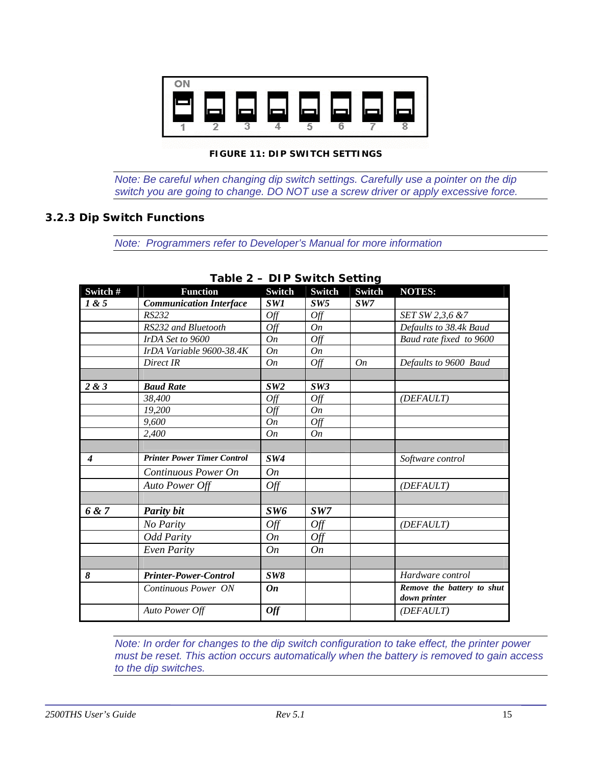FIGURE 11: DIP SWITCH SETTINGS

*Note: Be careful when changing dip switch settings. Carefully use a pointer on the dip switch you are going to change. DO NOT use a screw driver or apply excessive force.*

### 3.2.3 Dip Switch Functions

*Note: Programmers refer to Developer's Manual for more information*

**Table 2 – DIP Switch Setting**

| Switch # | Function | Switch | Switch | Switch | NOTES: |
|---|---|---|---|---|---|
| ***1 & 5*** | ***Communication Interface*** | ***SW1*** | ***SW5*** | ***SW7*** | |
| | *RS232* | *Off* | *Off* | | *SET SW 2,3,6 &7* |
| | *RS232 and Bluetooth* | *Off* | *On* | | *Defaults to 38.4k Baud* |
| | *IrDA Set to 9600* | *On* | *Off* | | *Baud rate fixed to 9600* |
| | *IrDA Variable 9600-38.4K* | *On* | *On* | | |
| | *Direct IR* | *On* | *Off* | *On* | *Defaults to 9600 Baud* |
| | | | | | |
| ***2 & 3*** | ***Baud Rate*** | ***SW2*** | ***SW3*** | | |
| | *38,400* | *Off* | *Off* | | *(DEFAULT)* |
| | *19,200* | *Off* | *On* | | |
| | *9,600* | *On* | *Off* | | |
| | *2,400* | *On* | *On* | | |
| | | | | | |
| ***4*** | ***Printer Power Timer Control*** | ***SW4*** | | | *Software control* |
| | *Continuous Power On* | *On* | | | |
| | *Auto Power Off* | *Off* | | | *(DEFAULT)* |
| | | | | | |
| ***6 & 7*** | ***Parity bit*** | ***SW6*** | ***SW7*** | | |
| | *No Parity* | *Off* | *Off* | | *(DEFAULT)* |
| | *Odd Parity* | *On* | *Off* | | |
| | *Even Parity* | *On* | *On* | | |
| | | | | | |
| ***8*** | ***Printer-Power-Control*** | ***SW8*** | | | *Hardware control* |
| | *Continuous Power ON* | ***On*** | | | ***Remove the battery to shut down printer*** |
| | *Auto Power Off* | ***Off*** | | | *(DEFAULT)* |

*Note: In order for changes to the dip switch configuration to take effect, the printer power must be reset. This action occurs automatically when the battery is removed to gain access to the dip switches.*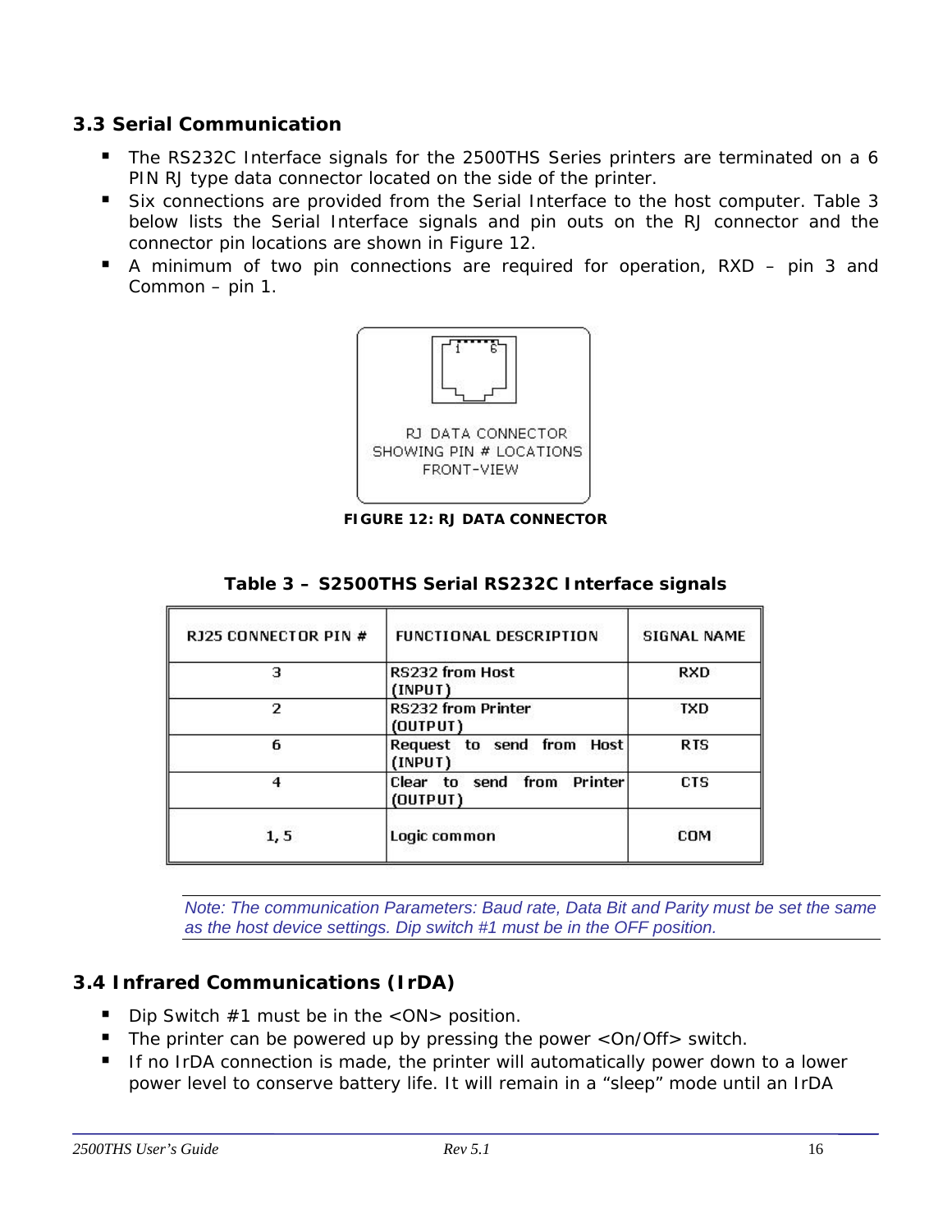### 3.3 Serial Communication

- The RS232C Interface signals for the 2500THS Series printers are terminated on a 6 PIN RJ type data connector located on the side of the printer.
- Six connections are provided from the Serial Interface to the host computer. Table 3 below lists the Serial Interface signals and pin outs on the RJ connector and the connector pin locations are shown in Figure 12.
- A minimum of two pin connections are required for operation, RXD – pin 3 and Common – pin 1.

RJ DATA CONNECTOR SHOWING PIN # LOCATIONS FRONT-VIEW

**FIGURE 12: RJ DATA CONNECTOR**

**Table 3 – S2500THS Serial RS232C Interface signals**

| RJ25 CONNECTOR PIN # | FUNCTIONAL DESCRIPTION | SIGNAL NAME |
|---|---|---|
| 3 | RS232 from Host (INPUT) | RXD |
| 2 | RS232 from Printer (OUTPUT) | TXD |
| 6 | Request to send from Host (INPUT) | RTS |
| 4 | Clear to send from Printer (OUTPUT) | CTS |
| 1, 5 | Logic common | COM |

*Note: The communication Parameters: Baud rate, Data Bit and Parity must be set the same as the host device settings. Dip switch #1 must be in the OFF position.*

### 3.4 Infrared Communications (IrDA)

- Dip Switch #1 must be in the <ON> position.
- The printer can be powered up by pressing the power <On/Off> switch.
- If no IrDA connection is made, the printer will automatically power down to a lower power level to conserve battery life. It will remain in a "sleep" mode until an IrDA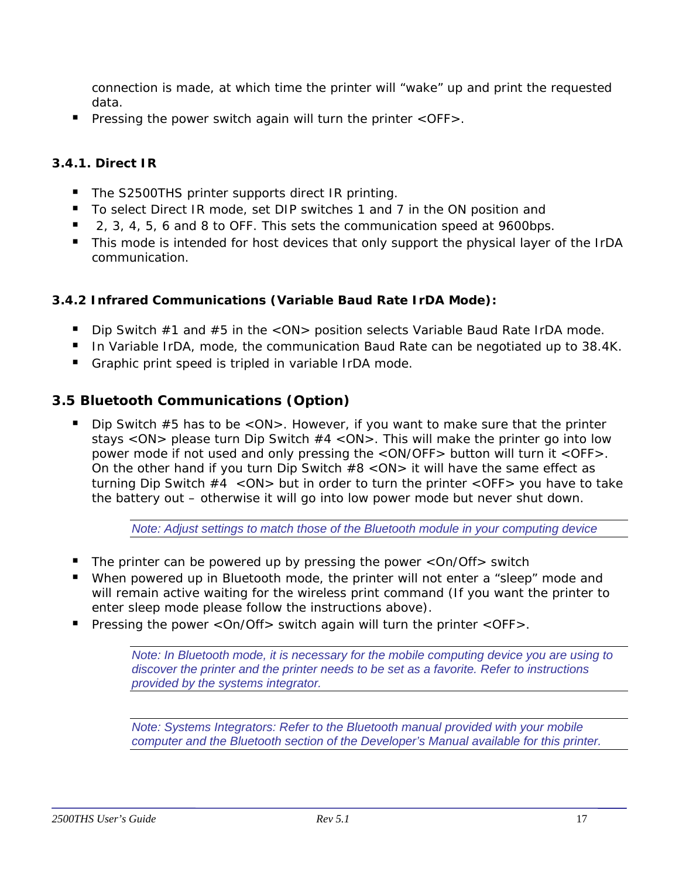connection is made, at which time the printer will "wake" up and print the requested data.

- Pressing the power switch again will turn the printer <OFF>.

### 3.4.1. Direct IR

- The S2500THS printer supports direct IR printing.
- To select Direct IR mode, set DIP switches 1 and 7 in the ON position and
- 2, 3, 4, 5, 6 and 8 to OFF. This sets the communication speed at 9600bps.
- This mode is intended for host devices that only support the physical layer of the IrDA communication.

### 3.4.2 Infrared Communications (Variable Baud Rate IrDA Mode):

- Dip Switch #1 and #5 in the <ON> position selects Variable Baud Rate IrDA mode.
- In Variable IrDA, mode, the communication Baud Rate can be negotiated up to 38.4K.
- Graphic print speed is tripled in variable IrDA mode.

## 3.5 Bluetooth Communications (Option)

- Dip Switch #5 has to be <ON>. However, if you want to make sure that the printer stays <ON> please turn Dip Switch #4 <ON>. This will make the printer go into low power mode if not used and only pressing the <ON/OFF> button will turn it <OFF>. On the other hand if you turn Dip Switch #8 <ON> it will have the same effect as turning Dip Switch #4 <ON> but in order to turn the printer <OFF> you have to take the battery out – otherwise it will go into low power mode but never shut down.

*Note: Adjust settings to match those of the Bluetooth module in your computing device*

- The printer can be powered up by pressing the power <On/Off> switch
- When powered up in Bluetooth mode, the printer will not enter a "sleep" mode and will remain active waiting for the wireless print command (If you want the printer to enter sleep mode please follow the instructions above).
- Pressing the power <On/Off> switch again will turn the printer <OFF>.

*Note: In Bluetooth mode, it is necessary for the mobile computing device you are using to discover the printer and the printer needs to be set as a favorite. Refer to instructions provided by the systems integrator.*

*Note: Systems Integrators: Refer to the Bluetooth manual provided with your mobile computer and the Bluetooth section of the Developer's Manual available for this printer.*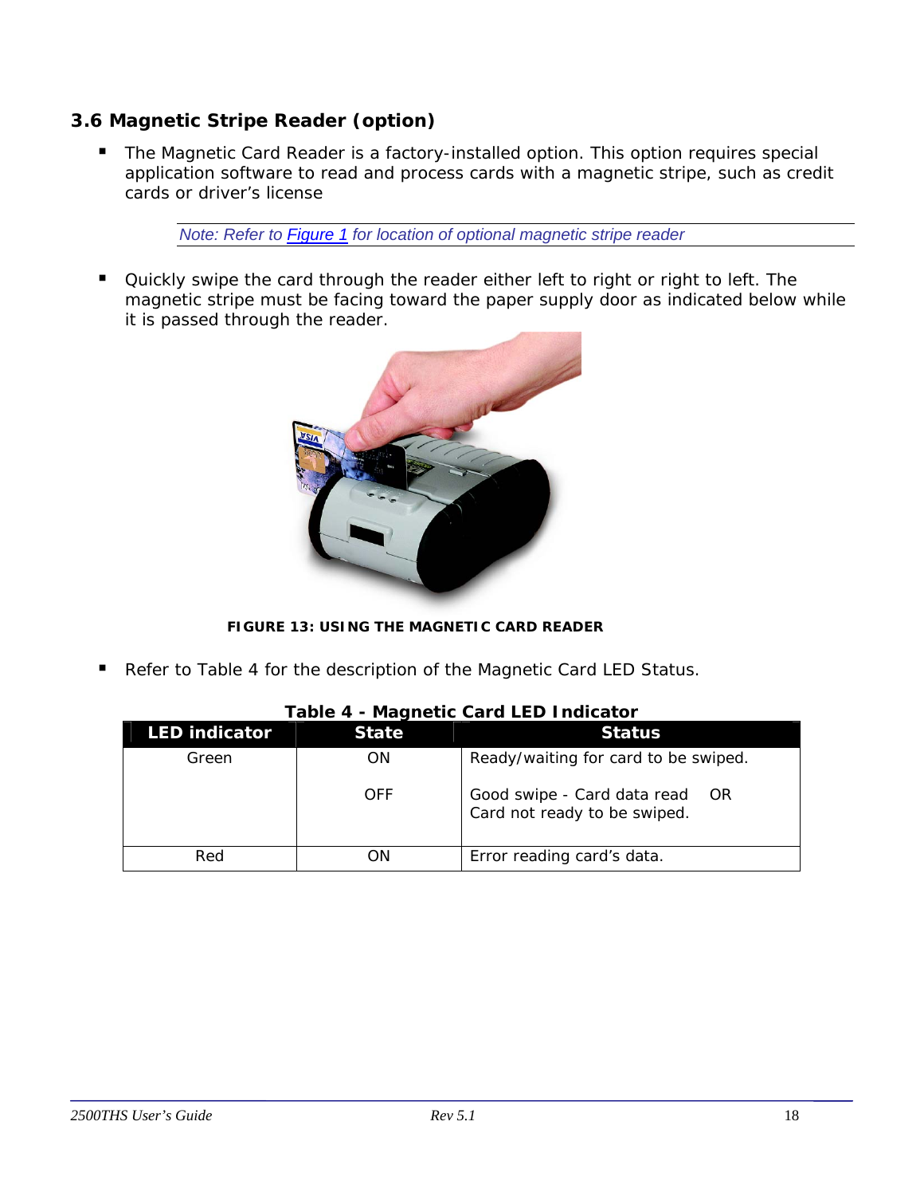### 3.6 Magnetic Stripe Reader (option)

- The Magnetic Card Reader is a factory-installed option. This option requires special application software to read and process cards with a magnetic stripe, such as credit cards or driver's license

*Note: Refer to Figure 1 for location of optional magnetic stripe reader*

- Quickly swipe the card through the reader either left to right or right to left. The magnetic stripe must be facing toward the paper supply door as indicated below while it is passed through the reader.

**FIGURE 13: USING THE MAGNETIC CARD READER**

- Refer to Table 4 for the description of the Magnetic Card LED Status.

**Table 4 - Magnetic Card LED Indicator**

| LED indicator | State | Status |
|---|---|---|
| Green | ON | Ready/waiting for card to be swiped. |
| | OFF | Good swipe - Card data read OR Card not ready to be swiped. |
| Red | ON | Error reading card's data. |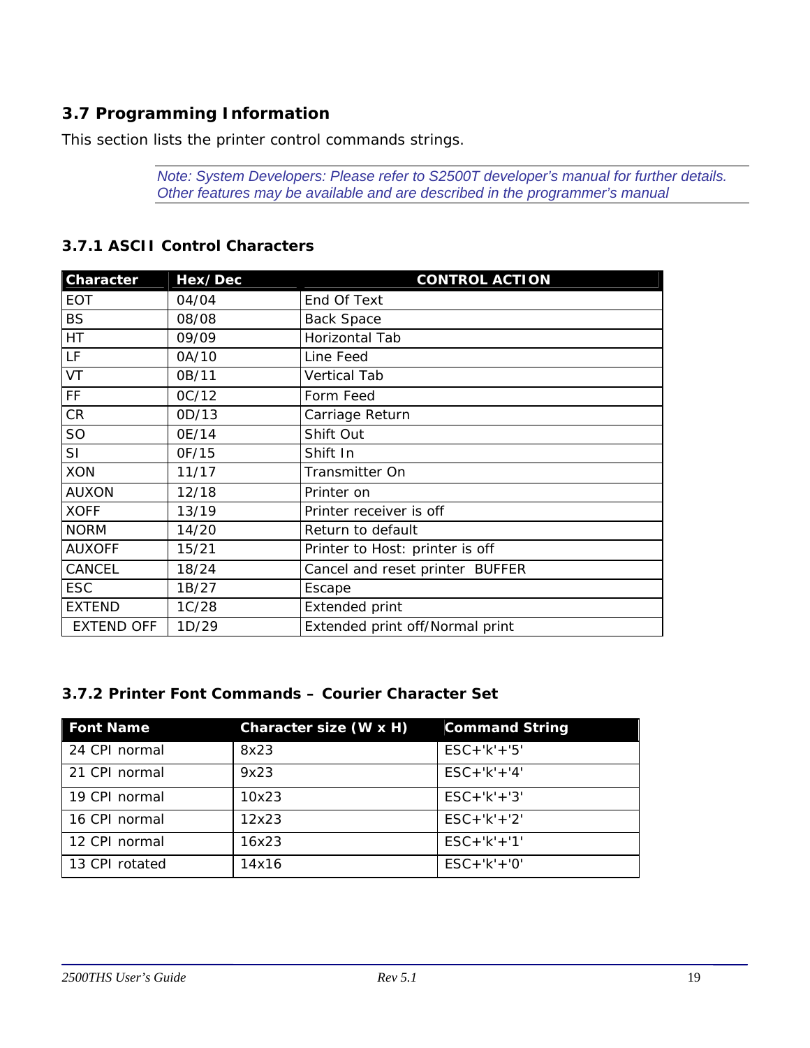## 3.7 Programming Information

This section lists the printer control commands strings.

*Note: System Developers: Please refer to S2500T developer's manual for further details. Other features may be available and are described in the programmer's manual*

### 3.7.1 ASCII Control Characters

| Character | Hex/Dec | CONTROL ACTION |
|---|---|---|
| EOT | 04/04 | End Of Text |
| BS | 08/08 | Back Space |
| HT | 09/09 | Horizontal Tab |
| LF | 0A/10 | Line Feed |
| VT | 0B/11 | Vertical Tab |
| FF | 0C/12 | Form Feed |
| CR | 0D/13 | Carriage Return |
| SO | 0E/14 | Shift Out |
| SI | 0F/15 | Shift In |
| XON | 11/17 | Transmitter On |
| AUXON | 12/18 | Printer on |
| XOFF | 13/19 | Printer receiver is off |
| NORM | 14/20 | Return to default |
| AUXOFF | 15/21 | Printer to Host: printer is off |
| CANCEL | 18/24 | Cancel and reset printer BUFFER |
| ESC | 1B/27 | Escape |
| EXTEND | 1C/28 | Extended print |
| EXTEND OFF | 1D/29 | Extended print off/Normal print |

### 3.7.2 Printer Font Commands – Courier Character Set

| Font Name | Character size (W x H) | Command String |
|---|---|---|
| 24 CPI normal | 8x23 | ESC+'k'+'5' |
| 21 CPI normal | 9x23 | ESC+'k'+'4' |
| 19 CPI normal | 10x23 | ESC+'k'+'3' |
| 16 CPI normal | 12x23 | ESC+'k'+'2' |
| 12 CPI normal | 16x23 | ESC+'k'+'1' |
| 13 CPI rotated | 14x16 | ESC+'k'+'0' |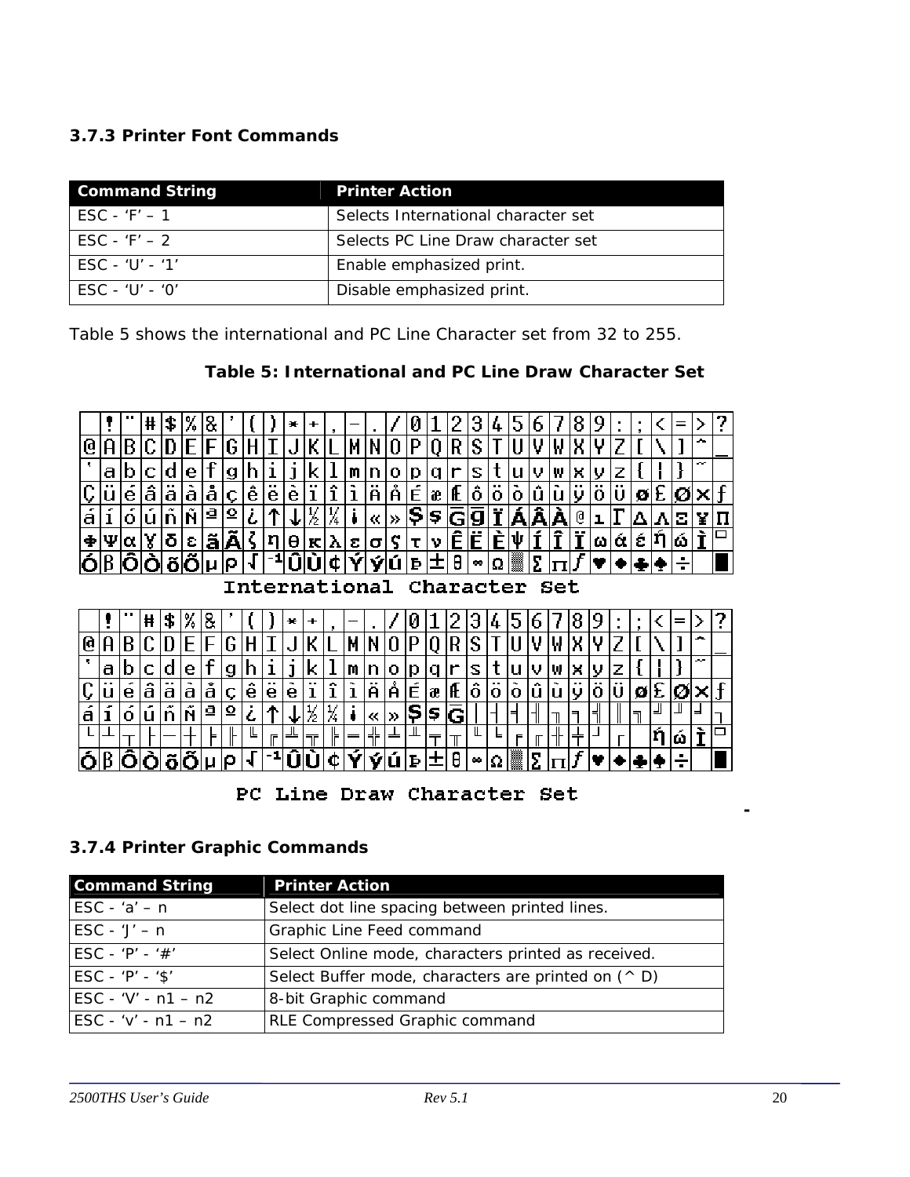### 3.7.3 Printer Font Commands

| Command String | Printer Action |
|---|---|
| ESC - ‘F’ – 1 | Selects International character set |
| ESC - ‘F’ – 2 | Selects PC Line Draw character set |
| ESC - ‘U’ - ‘1’ | Enable emphasized print. |
| ESC - ‘U’ - ‘0’ | Disable emphasized print. |

Table 5 shows the international and PC Line Character set from 32 to 255.

**Table 5: International and PC Line Draw Character Set**

International Character Set

PC Line Draw Character Set

### 3.7.4 Printer Graphic Commands

| Command String | Printer Action |
|---|---|
| ESC - ‘a’ – n | Select dot line spacing between printed lines. |
| ESC - ‘J’ – n | Graphic Line Feed command |
| ESC - ‘P’ - ‘#’ | Select Online mode, characters printed as received. |
| ESC - ‘P’ - ‘$’ | Select Buffer mode, characters are printed on (^ D) |
| ESC - ‘V’ - n1 – n2 | 8-bit Graphic command |
| ESC - ‘v’ - n1 – n2 | RLE Compressed Graphic command |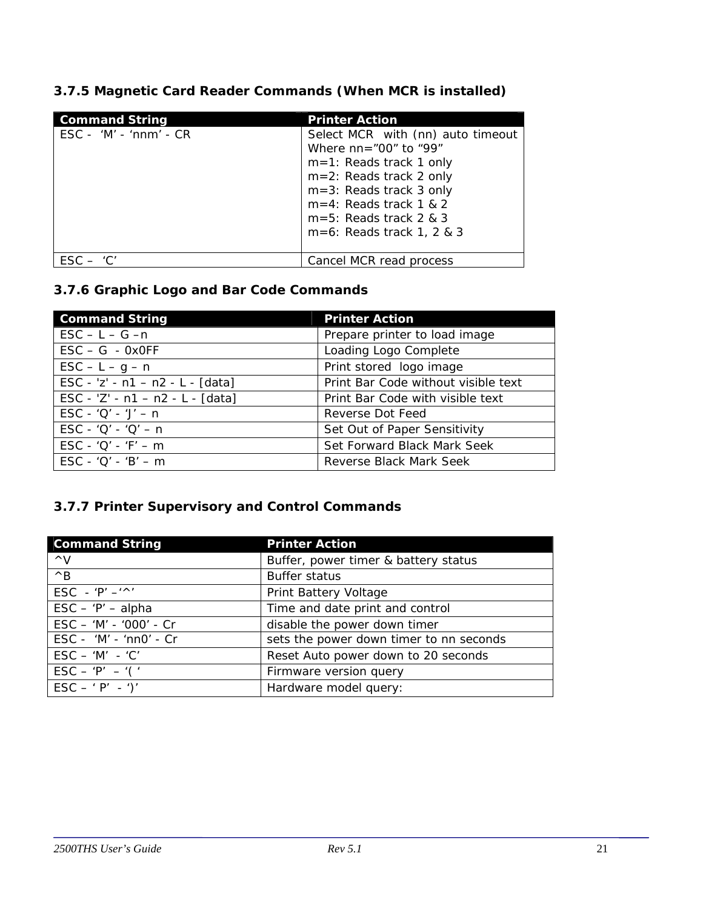### 3.7.5 Magnetic Card Reader Commands (When MCR is installed)

| Command String | Printer Action |
|---|---|
| ESC - 'M' - 'nnm' - CR | Select MCR with (nn) auto timeout<br>Where nn="00" to "99"<br>m=1: Reads track 1 only<br>m=2: Reads track 2 only<br>m=3: Reads track 3 only<br>m=4: Reads track 1 & 2<br>m=5: Reads track 2 & 3<br>m=6: Reads track 1, 2 & 3 |
| ESC – 'C' | Cancel MCR read process |

### 3.7.6 Graphic Logo and Bar Code Commands

| Command String | Printer Action |
|---|---|
| ESC – L – G –n | Prepare printer to load image |
| ESC – G - 0x0FF | Loading Logo Complete |
| ESC – L – g – n | Print stored logo image |
| ESC - 'z' - n1 – n2 - L - [data] | Print Bar Code without visible text |
| ESC - 'Z' - n1 – n2 - L - [data] | Print Bar Code with visible text |
| ESC - 'Q' - 'J' – n | Reverse Dot Feed |
| ESC - 'Q' - 'Q' – n | Set Out of Paper Sensitivity |
| ESC - 'Q' - 'F' – m | Set Forward Black Mark Seek |
| ESC - 'Q' - 'B' – m | Reverse Black Mark Seek |

### 3.7.7 Printer Supervisory and Control Commands

| Command String | Printer Action |
|---|---|
| ^V | Buffer, power timer & battery status |
| ^B | Buffer status |
| ESC - 'P' –'^' | Print Battery Voltage |
| ESC – 'P' – alpha | Time and date print and control |
| ESC – 'M' - '000' - Cr | disable the power down timer |
| ESC - 'M' - 'nn0' - Cr | sets the power down timer to nn seconds |
| ESC – 'M' - 'C' | Reset Auto power down to 20 seconds |
| ESC – 'P' – '( ' | Firmware version query |
| ESC – ' P' - ')' | Hardware model query: |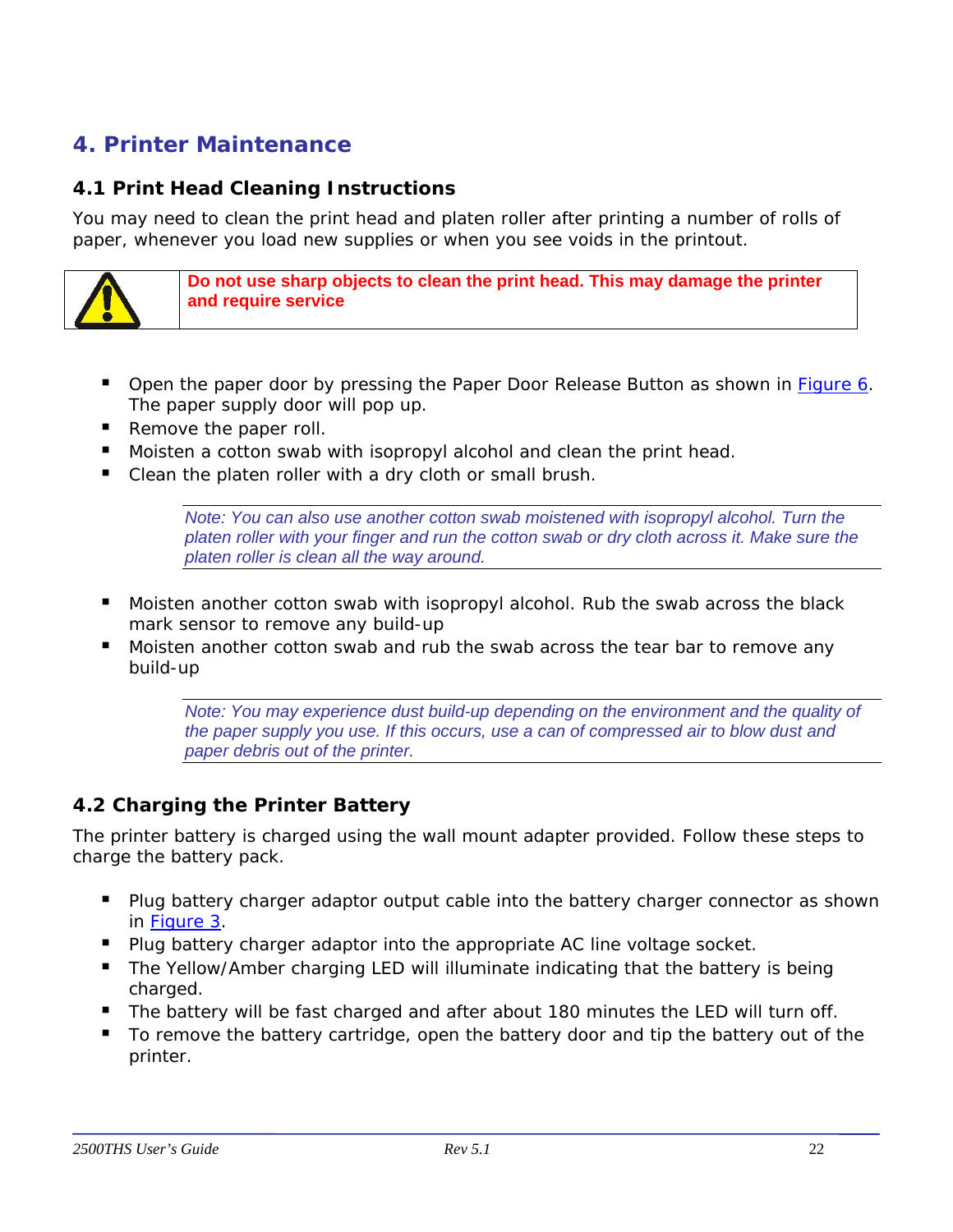# 4. Printer Maintenance

## 4.1 Print Head Cleaning Instructions

You may need to clean the print head and platen roller after printing a number of rolls of paper, whenever you load new supplies or when you see voids in the printout.

> **Do not use sharp objects to clean the print head. This may damage the printer and require service**

- Open the paper door by pressing the Paper Door Release Button as shown in Figure 6. The paper supply door will pop up.
- Remove the paper roll.
- Moisten a cotton swab with isopropyl alcohol and clean the print head.
- Clean the platen roller with a dry cloth or small brush.

*Note: You can also use another cotton swab moistened with isopropyl alcohol. Turn the platen roller with your finger and run the cotton swab or dry cloth across it. Make sure the platen roller is clean all the way around.*

- Moisten another cotton swab with isopropyl alcohol. Rub the swab across the black mark sensor to remove any build-up
- Moisten another cotton swab and rub the swab across the tear bar to remove any build-up

*Note: You may experience dust build-up depending on the environment and the quality of the paper supply you use. If this occurs, use a can of compressed air to blow dust and paper debris out of the printer.*

## 4.2 Charging the Printer Battery

The printer battery is charged using the wall mount adapter provided. Follow these steps to charge the battery pack.

- Plug battery charger adaptor output cable into the battery charger connector as shown in Figure 3.
- Plug battery charger adaptor into the appropriate AC line voltage socket.
- The Yellow/Amber charging LED will illuminate indicating that the battery is being charged.
- The battery will be fast charged and after about 180 minutes the LED will turn off.
- To remove the battery cartridge, open the battery door and tip the battery out of the printer.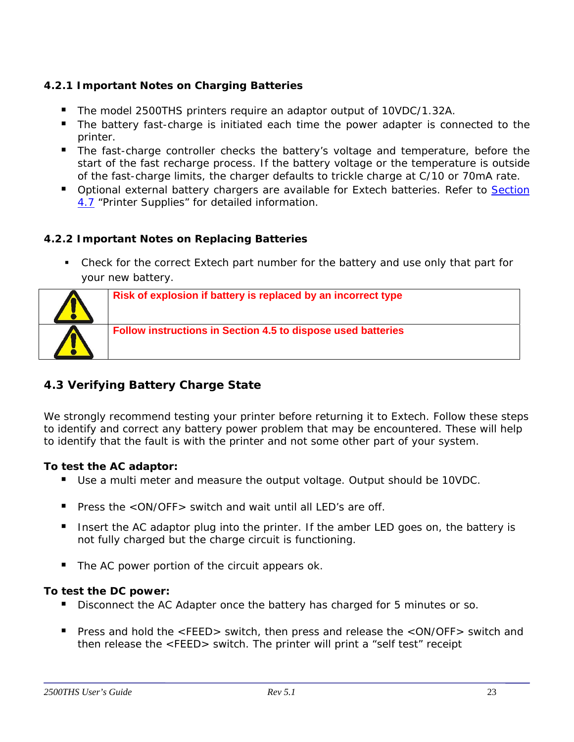### 4.2.1 Important Notes on Charging Batteries

- The model 2500THS printers require an adaptor output of 10VDC/1.32A.
- The battery fast-charge is initiated each time the power adapter is connected to the printer.
- The fast-charge controller checks the battery's voltage and temperature, before the start of the fast recharge process. If the battery voltage or the temperature is outside of the fast-charge limits, the charger defaults to trickle charge at C/10 or 70mA rate.
- Optional external battery chargers are available for Extech batteries. Refer to Section 4.7 "Printer Supplies" for detailed information.

### 4.2.2 Important Notes on Replacing Batteries

- Check for the correct Extech part number for the battery and use only that part for your new battery.

| | |
|---|---|
| ⚠ | **Risk of explosion if battery is replaced by an incorrect type** |
| ⚠ | **Follow instructions in Section 4.5 to dispose used batteries** |

## 4.3 Verifying Battery Charge State

We strongly recommend testing your printer before returning it to Extech. Follow these steps to identify and correct any battery power problem that may be encountered. These will help to identify that the fault is with the printer and not some other part of your system.

**To test the AC adaptor:**

- Use a multi meter and measure the output voltage. Output should be 10VDC.
- Press the <ON/OFF> switch and wait until all LED's are off.
- Insert the AC adaptor plug into the printer. If the amber LED goes on, the battery is not fully charged but the charge circuit is functioning.
- The AC power portion of the circuit appears ok.

**To test the DC power:**

- Disconnect the AC Adapter once the battery has charged for 5 minutes or so.
- Press and hold the <FEED> switch, then press and release the <ON/OFF> switch and then release the <FEED> switch. The printer will print a "self test" receipt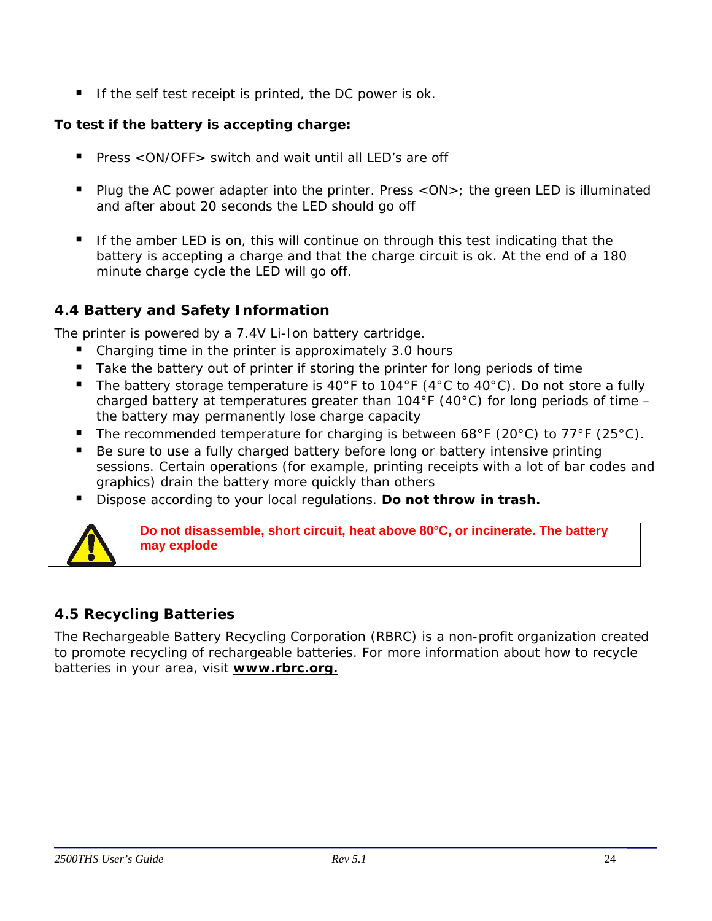- If the self test receipt is printed, the DC power is ok.

**To test if the battery is accepting charge:**

- Press <ON/OFF> switch and wait until all LED's are off

- Plug the AC power adapter into the printer. Press <ON>; the green LED is illuminated and after about 20 seconds the LED should go off

- If the amber LED is on, this will continue on through this test indicating that the battery is accepting a charge and that the charge circuit is ok. At the end of a 180 minute charge cycle the LED will go off.

## 4.4 Battery and Safety Information

The printer is powered by a 7.4V Li-Ion battery cartridge.

- Charging time in the printer is approximately 3.0 hours
- Take the battery out of printer if storing the printer for long periods of time
- The battery storage temperature is 40°F to 104°F (4°C to 40°C). Do not store a fully charged battery at temperatures greater than 104°F (40°C) for long periods of time – the battery may permanently lose charge capacity
- The recommended temperature for charging is between 68°F (20°C) to 77°F (25°C).
- Be sure to use a fully charged battery before long or battery intensive printing sessions. Certain operations (for example, printing receipts with a lot of bar codes and graphics) drain the battery more quickly than others
- Dispose according to your local regulations. **Do not throw in trash.**

| ⚠ | **Do not disassemble, short circuit, heat above 80°C, or incinerate. The battery may explode** |
|---|---|

## 4.5 Recycling Batteries

The Rechargeable Battery Recycling Corporation (RBRC) is a non-profit organization created to promote recycling of rechargeable batteries. For more information about how to recycle batteries in your area, visit **www.rbrc.org.**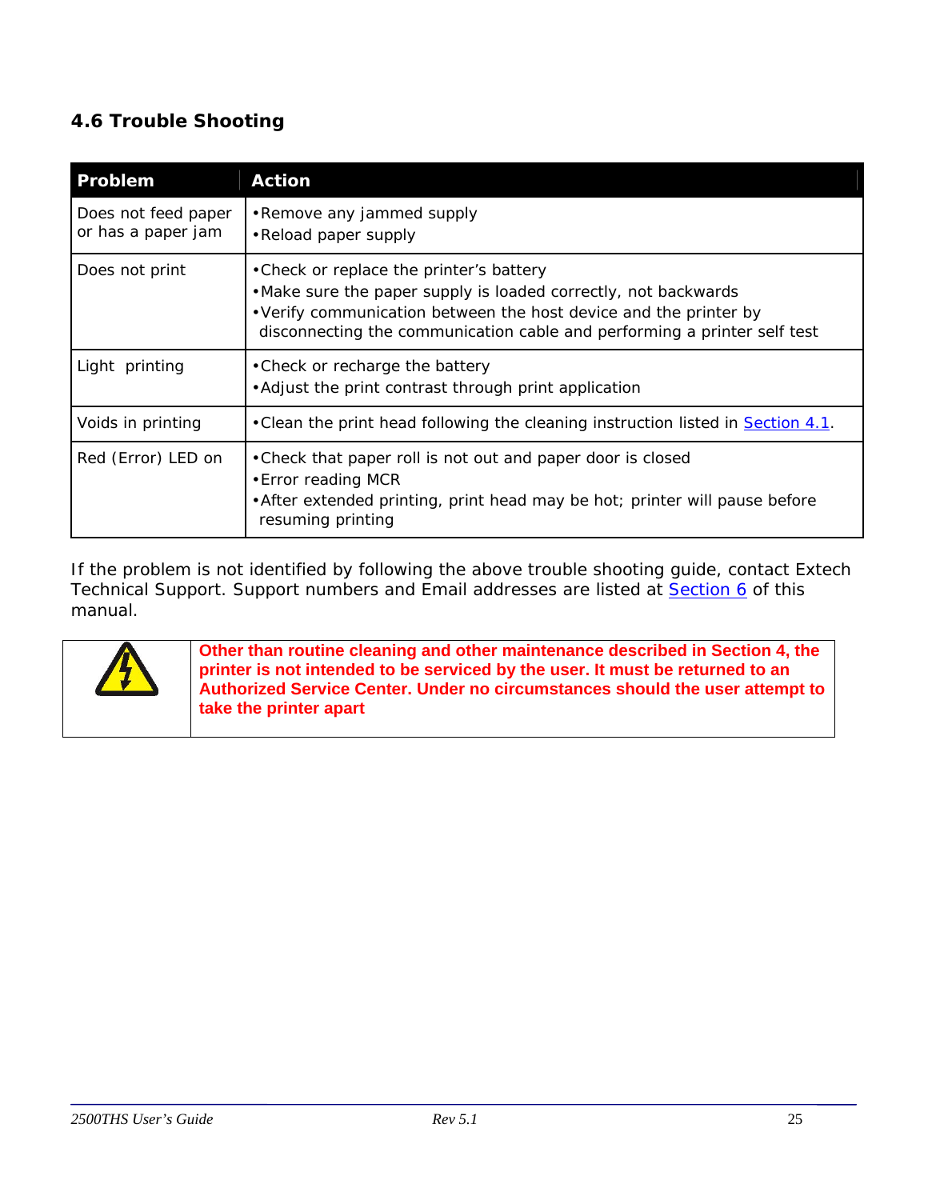### 4.6 Trouble Shooting

| Problem | Action |
| --- | --- |
| Does not feed paper or has a paper jam | • Remove any jammed supply<br>• Reload paper supply |
| Does not print | • Check or replace the printer's battery<br>• Make sure the paper supply is loaded correctly, not backwards<br>• Verify communication between the host device and the printer by disconnecting the communication cable and performing a printer self test |
| Light printing | • Check or recharge the battery<br>• Adjust the print contrast through print application |
| Voids in printing | • Clean the print head following the cleaning instruction listed in Section 4.1. |
| Red (Error) LED on | • Check that paper roll is not out and paper door is closed<br>• Error reading MCR<br>• After extended printing, print head may be hot; printer will pause before resuming printing |

If the problem is not identified by following the above trouble shooting guide, contact Extech Technical Support. Support numbers and Email addresses are listed at Section 6 of this manual.

**Other than routine cleaning and other maintenance described in Section 4, the printer is not intended to be serviced by the user. It must be returned to an Authorized Service Center. Under no circumstances should the user attempt to take the printer apart**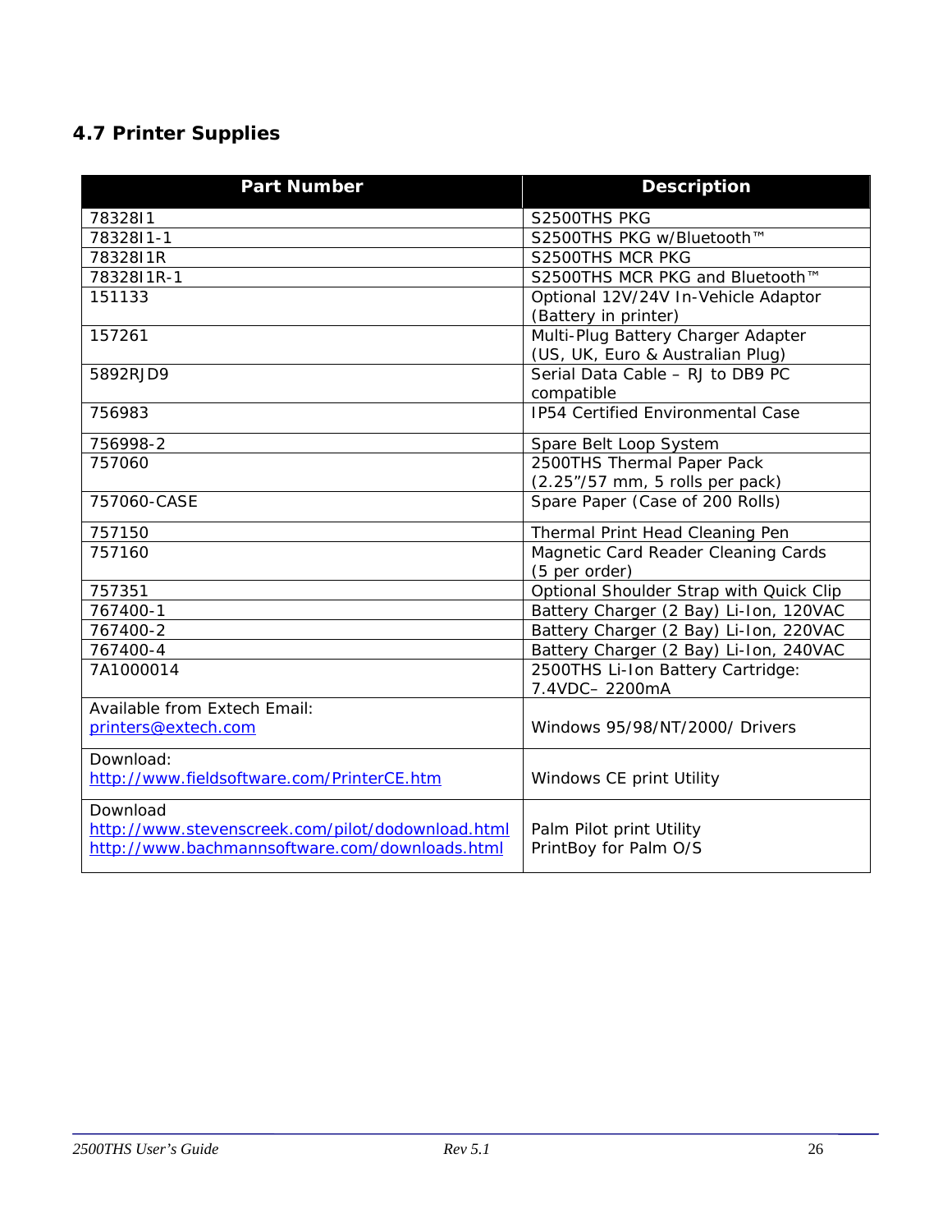## 4.7 Printer Supplies

| Part Number | Description |
|---|---|
| 78328I1 | S2500THS PKG |
| 78328I1-1 | S2500THS PKG w/Bluetooth™ |
| 78328I1R | S2500THS MCR PKG |
| 78328I1R-1 | S2500THS MCR PKG and Bluetooth™ |
| 151133 | Optional 12V/24V In-Vehicle Adaptor (Battery in printer) |
| 157261 | Multi-Plug Battery Charger Adapter (US, UK, Euro & Australian Plug) |
| 5892RJD9 | Serial Data Cable – RJ to DB9 PC compatible |
| 756983 | IP54 Certified Environmental Case |
| 756998-2 | Spare Belt Loop System |
| 757060 | 2500THS Thermal Paper Pack (2.25"/57 mm, 5 rolls per pack) |
| 757060-CASE | Spare Paper (Case of 200 Rolls) |
| 757150 | Thermal Print Head Cleaning Pen |
| 757160 | Magnetic Card Reader Cleaning Cards (5 per order) |
| 757351 | Optional Shoulder Strap with Quick Clip |
| 767400-1 | Battery Charger (2 Bay) Li-Ion, 120VAC |
| 767400-2 | Battery Charger (2 Bay) Li-Ion, 220VAC |
| 767400-4 | Battery Charger (2 Bay) Li-Ion, 240VAC |
| 7A1000014 | 2500THS Li-Ion Battery Cartridge: 7.4VDC– 2200mA |
| Available from Extech Email: printers@extech.com | Windows 95/98/NT/2000/ Drivers |
| Download: http://www.fieldsoftware.com/PrinterCE.htm | Windows CE print Utility |
| Download http://www.stevenscreek.com/pilot/dodownload.html http://www.bachmannsoftware.com/downloads.html | Palm Pilot print Utility PrintBoy for Palm O/S |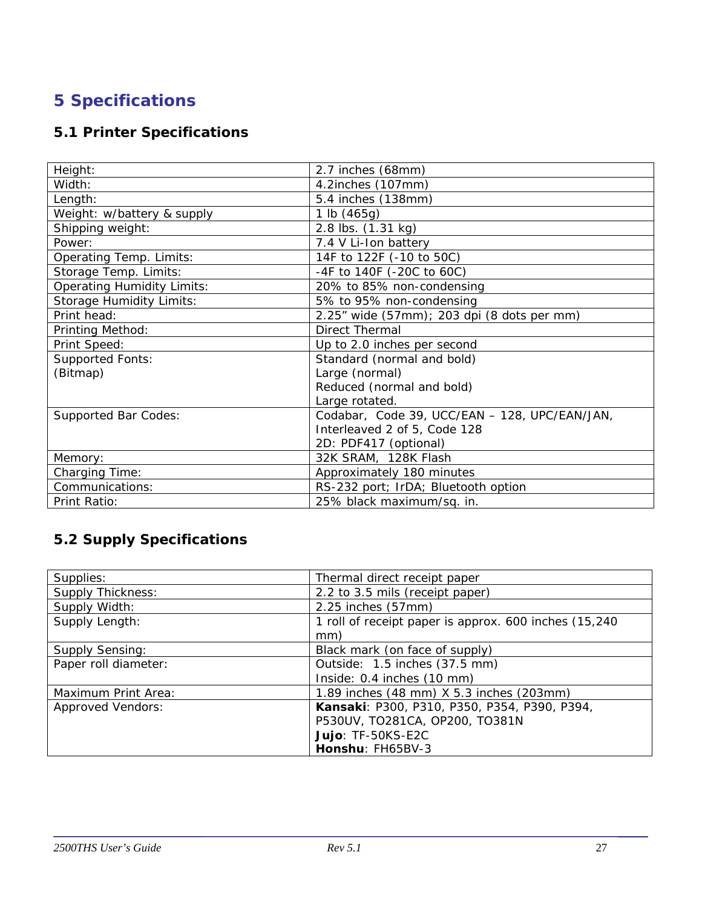# 5 Specifications

## 5.1 Printer Specifications

| | |
|---|---|
| Height: | 2.7 inches (68mm) |
| Width: | 4.2inches (107mm) |
| Length: | 5.4 inches (138mm) |
| Weight: w/battery & supply | 1 lb (465g) |
| Shipping weight: | 2.8 lbs. (1.31 kg) |
| Power: | 7.4 V Li-Ion battery |
| Operating Temp. Limits: | 14F to 122F (-10 to 50C) |
| Storage Temp. Limits: | -4F to 140F (-20C to 60C) |
| Operating Humidity Limits: | 20% to 85% non-condensing |
| Storage Humidity Limits: | 5% to 95% non-condensing |
| Print head: | 2.25" wide (57mm); 203 dpi (8 dots per mm) |
| Printing Method: | Direct Thermal |
| Print Speed: | Up to 2.0 inches per second |
| Supported Fonts:<br>(Bitmap) | Standard (normal and bold)<br>Large (normal)<br>Reduced (normal and bold)<br>Large rotated. |
| Supported Bar Codes: | Codabar, Code 39, UCC/EAN – 128, UPC/EAN/JAN, Interleaved 2 of 5, Code 128<br>2D: PDF417 (optional) |
| Memory: | 32K SRAM, 128K Flash |
| Charging Time: | Approximately 180 minutes |
| Communications: | RS-232 port; IrDA; Bluetooth option |
| Print Ratio: | 25% black maximum/sq. in. |

## 5.2 Supply Specifications

| | |
|---|---|
| Supplies: | Thermal direct receipt paper |
| Supply Thickness: | 2.2 to 3.5 mils (receipt paper) |
| Supply Width: | 2.25 inches (57mm) |
| Supply Length: | 1 roll of receipt paper is approx. 600 inches (15,240 mm) |
| Supply Sensing: | Black mark (on face of supply) |
| Paper roll diameter: | Outside: 1.5 inches (37.5 mm)<br>Inside: 0.4 inches (10 mm) |
| Maximum Print Area: | 1.89 inches (48 mm) X 5.3 inches (203mm) |
| Approved Vendors: | **Kansaki**: P300, P310, P350, P354, P390, P394, P530UV, TO281CA, OP200, TO381N<br>**Jujo**: TF-50KS-E2C<br>**Honshu**: FH65BV-3 |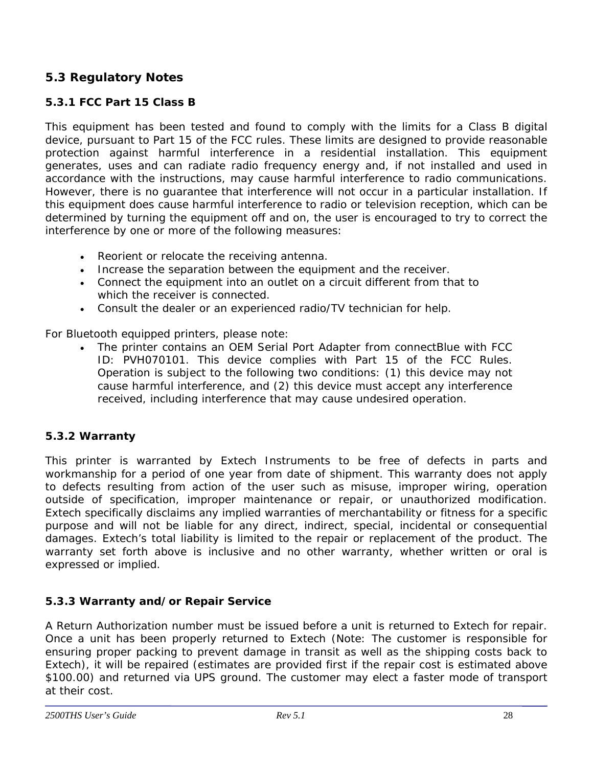## 5.3 Regulatory Notes

### 5.3.1 FCC Part 15 Class B

This equipment has been tested and found to comply with the limits for a Class B digital device, pursuant to Part 15 of the FCC rules. These limits are designed to provide reasonable protection against harmful interference in a residential installation. This equipment generates, uses and can radiate radio frequency energy and, if not installed and used in accordance with the instructions, may cause harmful interference to radio communications. However, there is no guarantee that interference will not occur in a particular installation. If this equipment does cause harmful interference to radio or television reception, which can be determined by turning the equipment off and on, the user is encouraged to try to correct the interference by one or more of the following measures:

- Reorient or relocate the receiving antenna.
- Increase the separation between the equipment and the receiver.
- Connect the equipment into an outlet on a circuit different from that to which the receiver is connected.
- Consult the dealer or an experienced radio/TV technician for help.

For Bluetooth equipped printers, please note:

- The printer contains an OEM Serial Port Adapter from connectBlue with FCC ID: PVH070101. This device complies with Part 15 of the FCC Rules. Operation is subject to the following two conditions: (1) this device may not cause harmful interference, and (2) this device must accept any interference received, including interference that may cause undesired operation.

### 5.3.2 Warranty

This printer is warranted by Extech Instruments to be free of defects in parts and workmanship for a period of one year from date of shipment. This warranty does not apply to defects resulting from action of the user such as misuse, improper wiring, operation outside of specification, improper maintenance or repair, or unauthorized modification. Extech specifically disclaims any implied warranties of merchantability or fitness for a specific purpose and will not be liable for any direct, indirect, special, incidental or consequential damages. Extech's total liability is limited to the repair or replacement of the product. The warranty set forth above is inclusive and no other warranty, whether written or oral is expressed or implied.

### 5.3.3 Warranty and/or Repair Service

A Return Authorization number must be issued before a unit is returned to Extech for repair. Once a unit has been properly returned to Extech (Note: The customer is responsible for ensuring proper packing to prevent damage in transit as well as the shipping costs back to Extech), it will be repaired (estimates are provided first if the repair cost is estimated above $100.00) and returned via UPS ground. The customer may elect a faster mode of transport at their cost.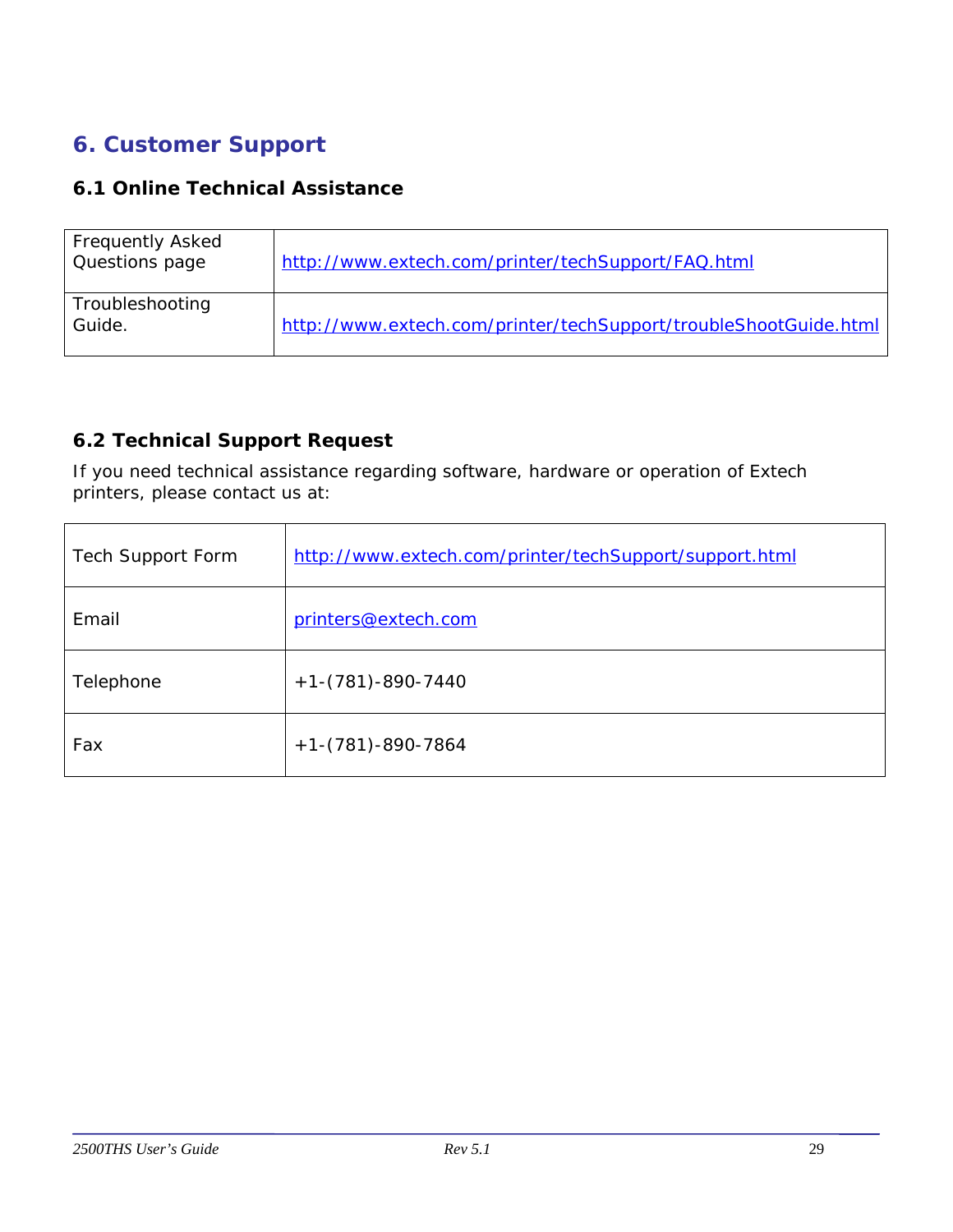# 6. Customer Support

## 6.1 Online Technical Assistance

| | |
|---|---|
| Frequently Asked Questions page | http://www.extech.com/printer/techSupport/FAQ.html |
| Troubleshooting Guide. | http://www.extech.com/printer/techSupport/troubleShootGuide.html |

## 6.2 Technical Support Request

If you need technical assistance regarding software, hardware or operation of Extech printers, please contact us at:

| | |
|---|---|
| Tech Support Form | http://www.extech.com/printer/techSupport/support.html |
| Email | printers@extech.com |
| Telephone | +1-(781)-890-7440 |
| Fax | +1-(781)-890-7864 |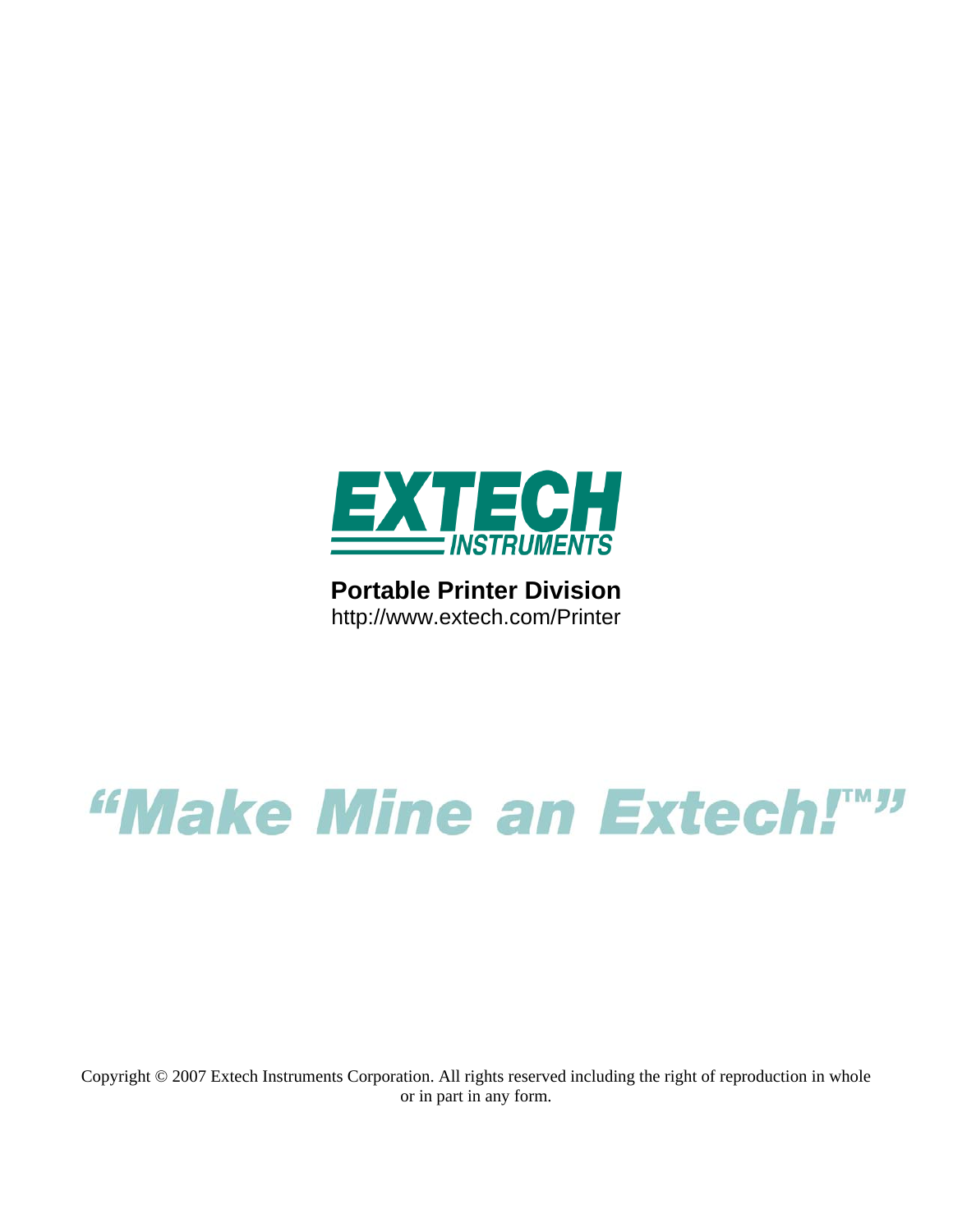EXTECH INSTRUMENTS

**Portable Printer Division**

http://www.extech.com/Printer

"Make Mine an Extech!™"

Copyright © 2007 Extech Instruments Corporation. All rights reserved including the right of reproduction in whole or in part in any form.